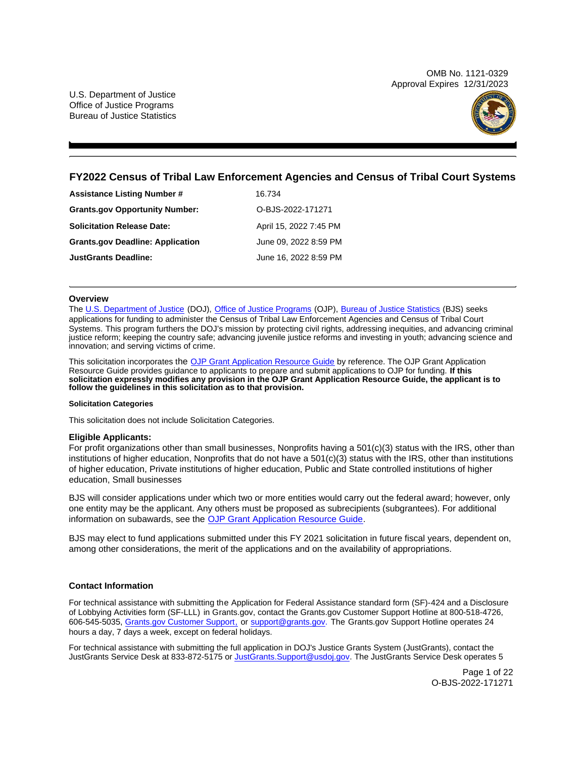OMB No. 1121-0329
Approval Expires 12/31/2023

U.S. Department of Justice
Office of Justice Programs
Bureau of Justice Statistics

# FY2022 Census of Tribal Law Enforcement Agencies and Census of Tribal Court Systems

| | |
|---|---|
| **Assistance Listing Number #** | 16.734 |
| **Grants.gov Opportunity Number:** | O-BJS-2022-171271 |
| **Solicitation Release Date:** | April 15, 2022 7:45 PM |
| **Grants.gov Deadline: Application** | June 09, 2022 8:59 PM |
| **JustGrants Deadline:** | June 16, 2022 8:59 PM |

## Overview

The U.S. Department of Justice (DOJ), Office of Justice Programs (OJP), Bureau of Justice Statistics (BJS) seeks applications for funding to administer the Census of Tribal Law Enforcement Agencies and Census of Tribal Court Systems. This program furthers the DOJ's mission by protecting civil rights, addressing inequities, and advancing criminal justice reform; keeping the country safe; advancing juvenile justice reforms and investing in youth; advancing science and innovation; and serving victims of crime.

This solicitation incorporates the OJP Grant Application Resource Guide by reference. The OJP Grant Application Resource Guide provides guidance to applicants to prepare and submit applications to OJP for funding. **If this solicitation expressly modifies any provision in the OJP Grant Application Resource Guide, the applicant is to follow the guidelines in this solicitation as to that provision.**

#### Solicitation Categories

This solicitation does not include Solicitation Categories.

### Eligible Applicants:

For profit organizations other than small businesses, Nonprofits having a 501(c)(3) status with the IRS, other than institutions of higher education, Nonprofits that do not have a 501(c)(3) status with the IRS, other than institutions of higher education, Private institutions of higher education, Public and State controlled institutions of higher education, Small businesses

BJS will consider applications under which two or more entities would carry out the federal award; however, only one entity may be the applicant. Any others must be proposed as subrecipients (subgrantees). For additional information on subawards, see the OJP Grant Application Resource Guide.

BJS may elect to fund applications submitted under this FY 2021 solicitation in future fiscal years, dependent on, among other considerations, the merit of the applications and on the availability of appropriations.

### Contact Information

For technical assistance with submitting the Application for Federal Assistance standard form (SF)-424 and a Disclosure of Lobbying Activities form (SF-LLL) in Grants.gov, contact the Grants.gov Customer Support Hotline at 800-518-4726, 606-545-5035, Grants.gov Customer Support, or support@grants.gov. The Grants.gov Support Hotline operates 24 hours a day, 7 days a week, except on federal holidays.

For technical assistance with submitting the full application in DOJ's Justice Grants System (JustGrants), contact the JustGrants Service Desk at 833-872-5175 or JustGrants.Support@usdoj.gov. The JustGrants Service Desk operates 5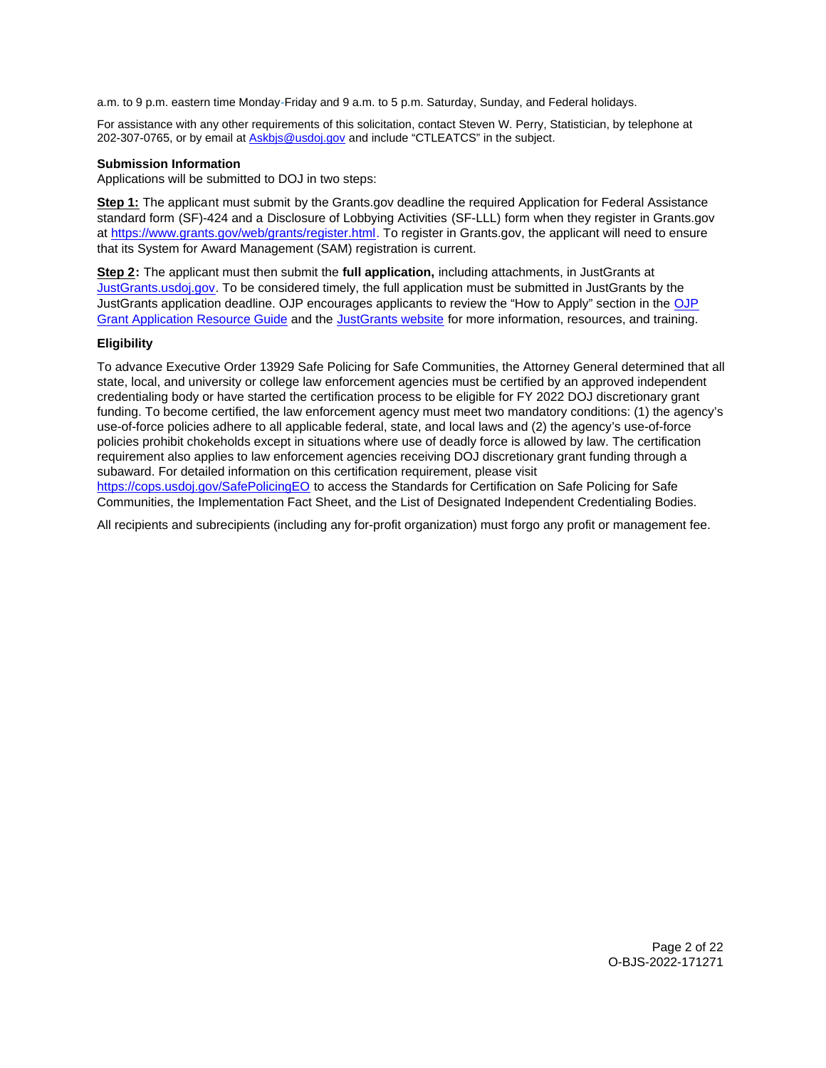a.m. to 9 p.m. eastern time Monday-Friday and 9 a.m. to 5 p.m. Saturday, Sunday, and Federal holidays.

For assistance with any other requirements of this solicitation, contact Steven W. Perry, Statistician, by telephone at 202-307-0765, or by email at [Askbjs@usdoj.gov](mailto:Askbjs@usdoj.gov) and include "CTLEATCS" in the subject.

**Submission Information**

Applications will be submitted to DOJ in two steps:

**Step 1:** The applicant must submit by the Grants.gov deadline the required Application for Federal Assistance standard form (SF)-424 and a Disclosure of Lobbying Activities (SF-LLL) form when they register in Grants.gov at [https://www.grants.gov/web/grants/register.html](https://www.grants.gov/web/grants/register.html). To register in Grants.gov, the applicant will need to ensure that its System for Award Management (SAM) registration is current.

**Step 2:** The applicant must then submit the **full application,** including attachments, in JustGrants at [JustGrants.usdoj.gov](https://JustGrants.usdoj.gov). To be considered timely, the full application must be submitted in JustGrants by the JustGrants application deadline. OJP encourages applicants to review the "How to Apply" section in the OJP Grant Application Resource Guide and the JustGrants website for more information, resources, and training.

**Eligibility**

To advance Executive Order 13929 Safe Policing for Safe Communities, the Attorney General determined that all state, local, and university or college law enforcement agencies must be certified by an approved independent credentialing body or have started the certification process to be eligible for FY 2022 DOJ discretionary grant funding. To become certified, the law enforcement agency must meet two mandatory conditions: (1) the agency's use-of-force policies adhere to all applicable federal, state, and local laws and (2) the agency's use-of-force policies prohibit chokeholds except in situations where use of deadly force is allowed by law. The certification requirement also applies to law enforcement agencies receiving DOJ discretionary grant funding through a subaward. For detailed information on this certification requirement, please visit [https://cops.usdoj.gov/SafePolicingEO](https://cops.usdoj.gov/SafePolicingEO) to access the Standards for Certification on Safe Policing for Safe Communities, the Implementation Fact Sheet, and the List of Designated Independent Credentialing Bodies.

All recipients and subrecipients (including any for-profit organization) must forgo any profit or management fee.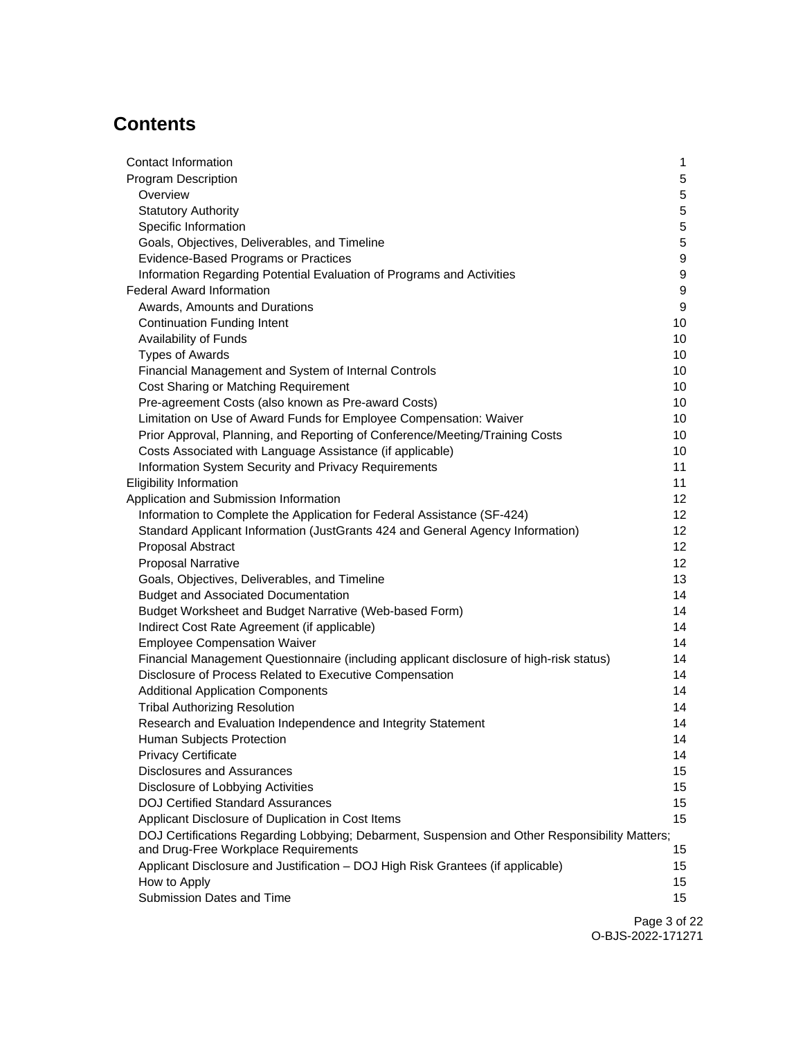# Contents

| | |
|---|---|
| Contact Information | 1 |
| Program Description | 5 |
| Overview | 5 |
| Statutory Authority | 5 |
| Specific Information | 5 |
| Goals, Objectives, Deliverables, and Timeline | 5 |
| Evidence-Based Programs or Practices | 9 |
| Information Regarding Potential Evaluation of Programs and Activities | 9 |
| Federal Award Information | 9 |
| Awards, Amounts and Durations | 9 |
| Continuation Funding Intent | 10 |
| Availability of Funds | 10 |
| Types of Awards | 10 |
| Financial Management and System of Internal Controls | 10 |
| Cost Sharing or Matching Requirement | 10 |
| Pre-agreement Costs (also known as Pre-award Costs) | 10 |
| Limitation on Use of Award Funds for Employee Compensation: Waiver | 10 |
| Prior Approval, Planning, and Reporting of Conference/Meeting/Training Costs | 10 |
| Costs Associated with Language Assistance (if applicable) | 10 |
| Information System Security and Privacy Requirements | 11 |
| Eligibility Information | 11 |
| Application and Submission Information | 12 |
| Information to Complete the Application for Federal Assistance (SF-424) | 12 |
| Standard Applicant Information (JustGrants 424 and General Agency Information) | 12 |
| Proposal Abstract | 12 |
| Proposal Narrative | 12 |
| Goals, Objectives, Deliverables, and Timeline | 13 |
| Budget and Associated Documentation | 14 |
| Budget Worksheet and Budget Narrative (Web-based Form) | 14 |
| Indirect Cost Rate Agreement (if applicable) | 14 |
| Employee Compensation Waiver | 14 |
| Financial Management Questionnaire (including applicant disclosure of high-risk status) | 14 |
| Disclosure of Process Related to Executive Compensation | 14 |
| Additional Application Components | 14 |
| Tribal Authorizing Resolution | 14 |
| Research and Evaluation Independence and Integrity Statement | 14 |
| Human Subjects Protection | 14 |
| Privacy Certificate | 14 |
| Disclosures and Assurances | 15 |
| Disclosure of Lobbying Activities | 15 |
| DOJ Certified Standard Assurances | 15 |
| Applicant Disclosure of Duplication in Cost Items | 15 |
| DOJ Certifications Regarding Lobbying; Debarment, Suspension and Other Responsibility Matters; and Drug-Free Workplace Requirements | 15 |
| Applicant Disclosure and Justification – DOJ High Risk Grantees (if applicable) | 15 |
| How to Apply | 15 |
| Submission Dates and Time | 15 |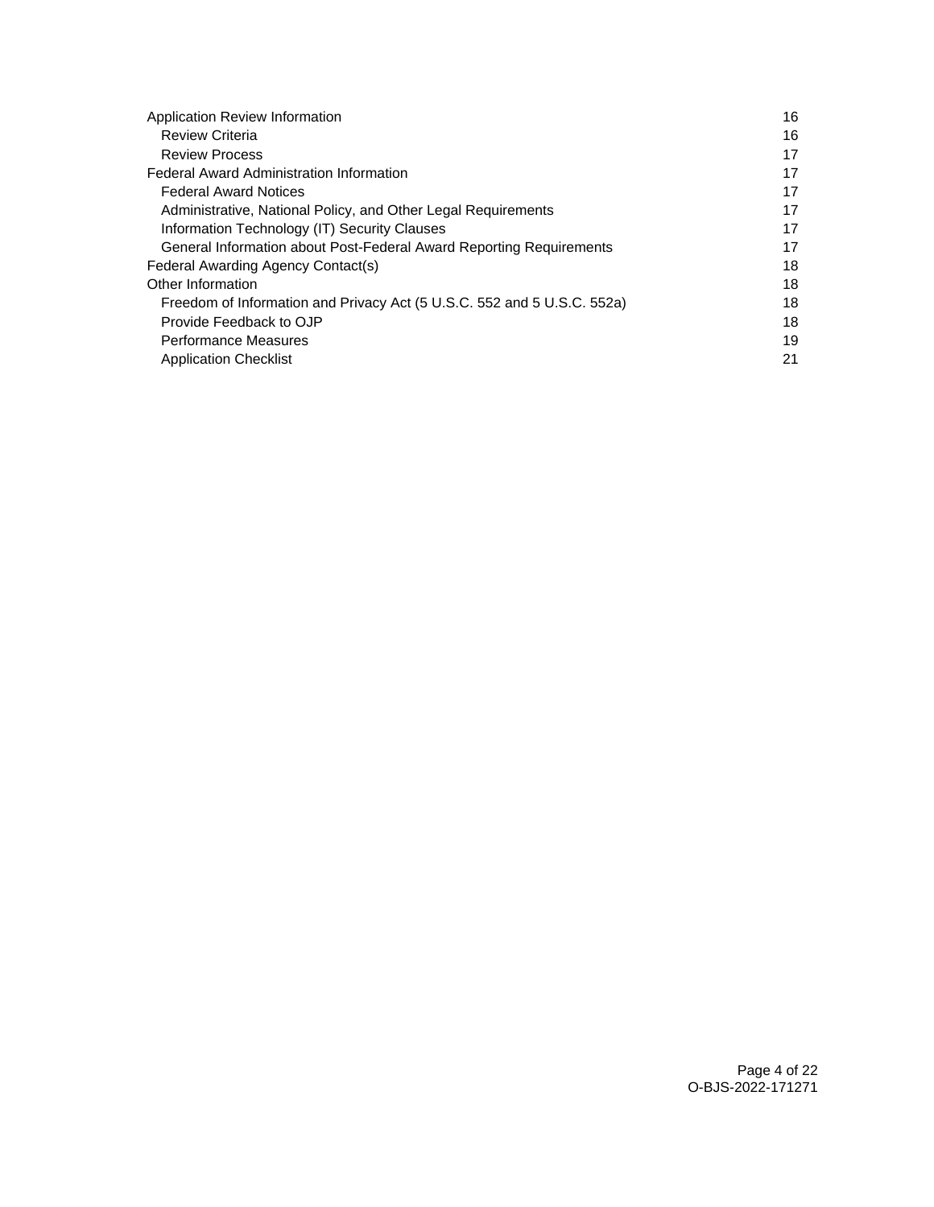| | |
|---|---|
| Application Review Information | 16 |
| Review Criteria | 16 |
| Review Process | 17 |
| Federal Award Administration Information | 17 |
| Federal Award Notices | 17 |
| Administrative, National Policy, and Other Legal Requirements | 17 |
| Information Technology (IT) Security Clauses | 17 |
| General Information about Post-Federal Award Reporting Requirements | 17 |
| Federal Awarding Agency Contact(s) | 18 |
| Other Information | 18 |
| Freedom of Information and Privacy Act (5 U.S.C. 552 and 5 U.S.C. 552a) | 18 |
| Provide Feedback to OJP | 18 |
| Performance Measures | 19 |
| Application Checklist | 21 |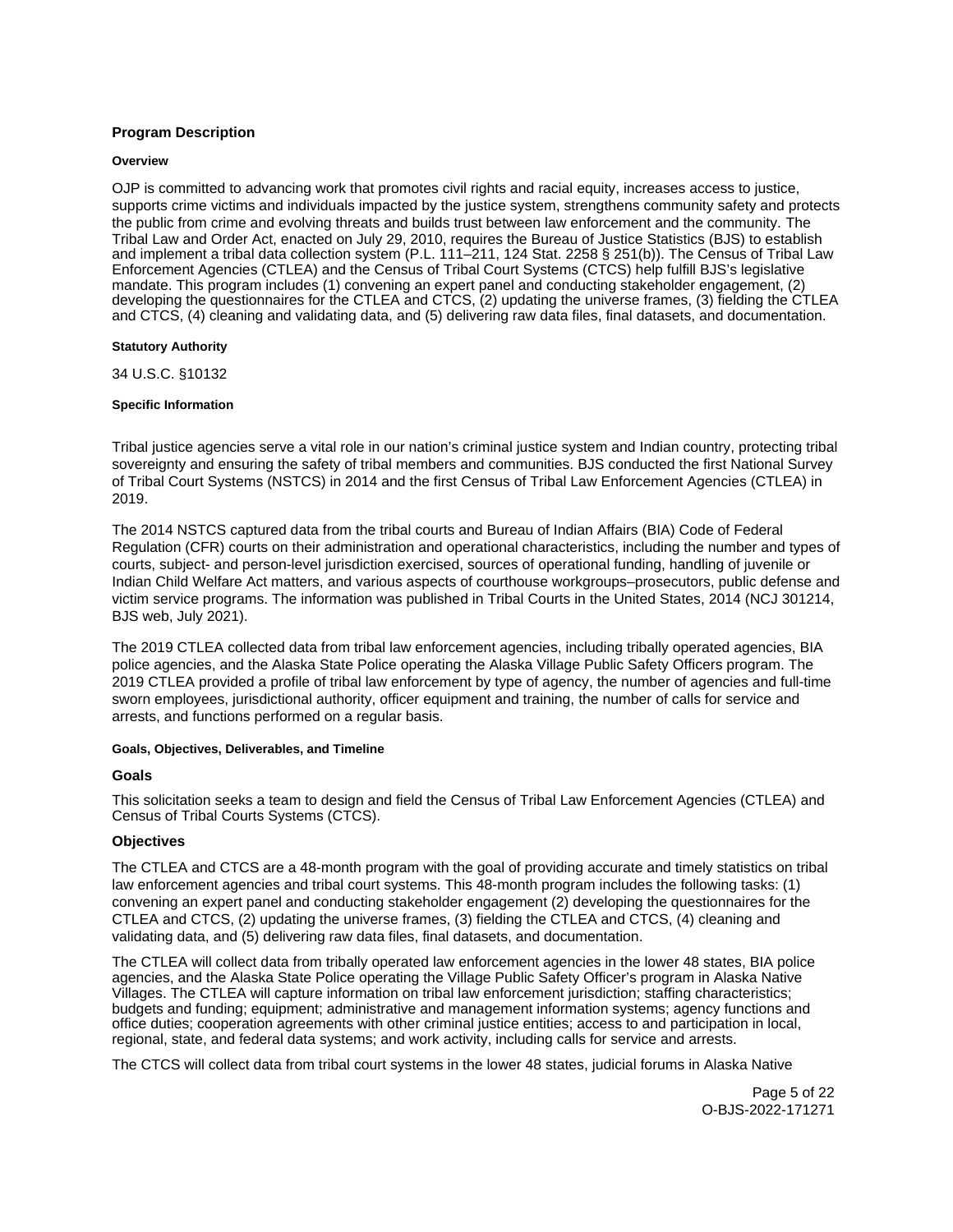## Program Description

#### Overview

OJP is committed to advancing work that promotes civil rights and racial equity, increases access to justice, supports crime victims and individuals impacted by the justice system, strengthens community safety and protects the public from crime and evolving threats and builds trust between law enforcement and the community. The Tribal Law and Order Act, enacted on July 29, 2010, requires the Bureau of Justice Statistics (BJS) to establish and implement a tribal data collection system (P.L. 111–211, 124 Stat. 2258 § 251(b)). The Census of Tribal Law Enforcement Agencies (CTLEA) and the Census of Tribal Court Systems (CTCS) help fulfill BJS's legislative mandate. This program includes (1) convening an expert panel and conducting stakeholder engagement, (2) developing the questionnaires for the CTLEA and CTCS, (2) updating the universe frames, (3) fielding the CTLEA and CTCS, (4) cleaning and validating data, and (5) delivering raw data files, final datasets, and documentation.

#### Statutory Authority

34 U.S.C. §10132

#### Specific Information

Tribal justice agencies serve a vital role in our nation's criminal justice system and Indian country, protecting tribal sovereignty and ensuring the safety of tribal members and communities. BJS conducted the first National Survey of Tribal Court Systems (NSTCS) in 2014 and the first Census of Tribal Law Enforcement Agencies (CTLEA) in 2019.

The 2014 NSTCS captured data from the tribal courts and Bureau of Indian Affairs (BIA) Code of Federal Regulation (CFR) courts on their administration and operational characteristics, including the number and types of courts, subject- and person-level jurisdiction exercised, sources of operational funding, handling of juvenile or Indian Child Welfare Act matters, and various aspects of courthouse workgroups–prosecutors, public defense and victim service programs. The information was published in Tribal Courts in the United States, 2014 (NCJ 301214, BJS web, July 2021).

The 2019 CTLEA collected data from tribal law enforcement agencies, including tribally operated agencies, BIA police agencies, and the Alaska State Police operating the Alaska Village Public Safety Officers program. The 2019 CTLEA provided a profile of tribal law enforcement by type of agency, the number of agencies and full-time sworn employees, jurisdictional authority, officer equipment and training, the number of calls for service and arrests, and functions performed on a regular basis.

#### Goals, Objectives, Deliverables, and Timeline

### Goals

This solicitation seeks a team to design and field the Census of Tribal Law Enforcement Agencies (CTLEA) and Census of Tribal Courts Systems (CTCS).

### Objectives

The CTLEA and CTCS are a 48-month program with the goal of providing accurate and timely statistics on tribal law enforcement agencies and tribal court systems. This 48-month program includes the following tasks: (1) convening an expert panel and conducting stakeholder engagement (2) developing the questionnaire for the CTLEA and CTCS, (2) updating the universe frames, (3) fielding the CTLEA and CTCS, (4) cleaning and validating data, and (5) delivering raw data files, final datasets, and documentation.

The CTLEA will collect data from tribally operated law enforcement agencies in the lower 48 states, BIA police agencies, and the Alaska State Police operating the Village Public Safety Officer's program in Alaska Native Villages. The CTLEA will capture information on tribal law enforcement jurisdiction; staffing characteristics; budgets and funding; equipment; administrative and management information systems; agency functions and office duties; cooperation agreements with other criminal justice entities; access to and participation in local, regional, state, and federal data systems; and work activity, including calls for service and arrests.

The CTCS will collect data from tribal court systems in the lower 48 states, judicial forums in Alaska Native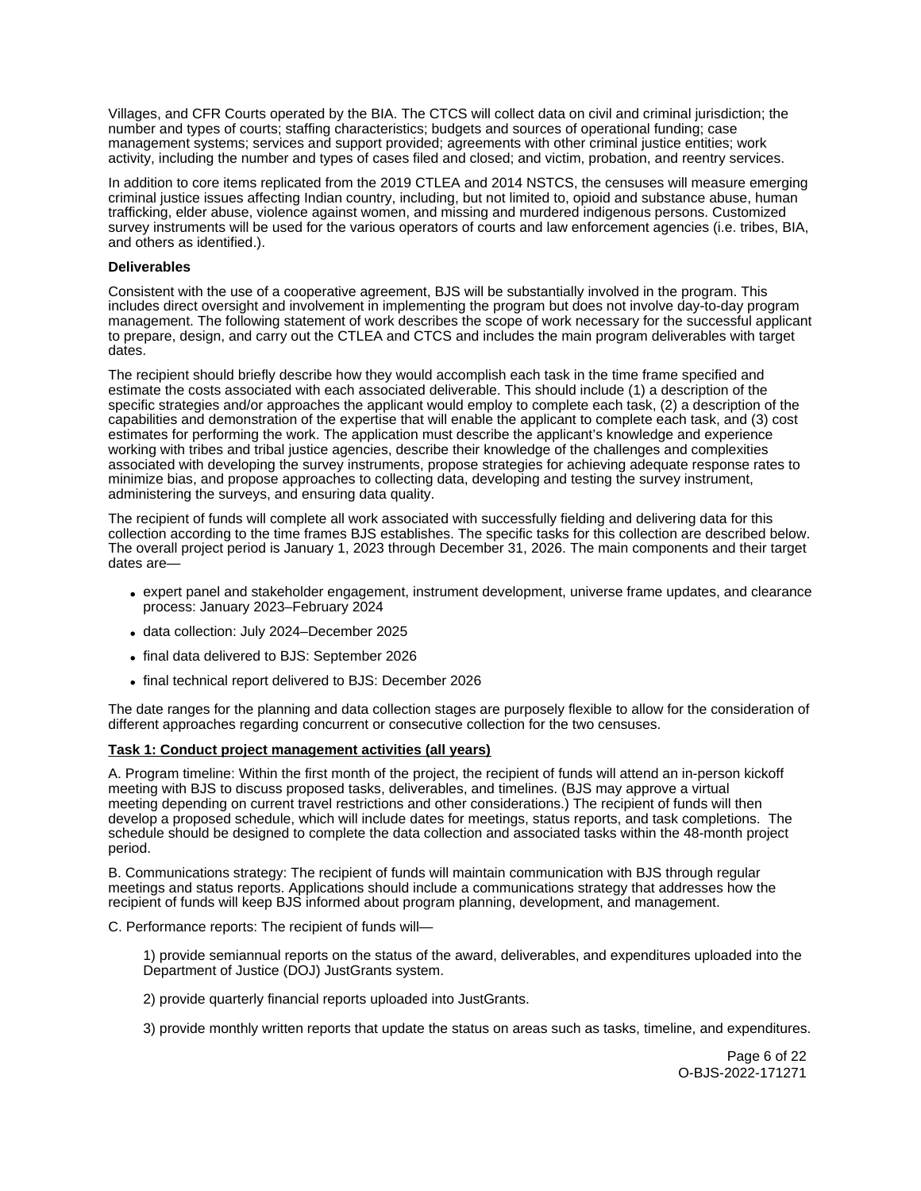Villages, and CFR Courts operated by the BIA. The CTCS will collect data on civil and criminal jurisdiction; the number and types of courts; staffing characteristics; budgets and sources of operational funding; case management systems; services and support provided; agreements with other criminal justice entities; work activity, including the number and types of cases filed and closed; and victim, probation, and reentry services.

In addition to core items replicated from the 2019 CTLEA and 2014 NSTCS, the censuses will measure emerging criminal justice issues affecting Indian country, including, but not limited to, opioid and substance abuse, human trafficking, elder abuse, violence against women, and missing and murdered indigenous persons. Customized survey instruments will be used for the various operators of courts and law enforcement agencies (i.e. tribes, BIA, and others as identified.).

**Deliverables**

Consistent with the use of a cooperative agreement, BJS will be substantially involved in the program. This includes direct oversight and involvement in implementing the program but does not involve day-to-day program management. The following statement of work describes the scope of work necessary for the successful applicant to prepare, design, and carry out the CTLEA and CTCS and includes the main program deliverables with target dates.

The recipient should briefly describe how they would accomplish each task in the time frame specified and estimate the costs associated with each associated deliverable. This should include (1) a description of the specific strategies and/or approaches the applicant would employ to complete each task, (2) a description of the capabilities and demonstration of the expertise that will enable the applicant to complete each task, and (3) cost estimates for performing the work. The application must describe the applicant's knowledge and experience working with tribes and tribal justice agencies, describe their knowledge of the challenges and complexities associated with developing the survey instruments, propose strategies for achieving adequate response rates to minimize bias, and propose approaches to collecting data, developing and testing the survey instrument, administering the surveys, and ensuring data quality.

The recipient of funds will complete all work associated with successfully fielding and delivering data for this collection according to the time frames BJS establishes. The specific tasks for this collection are described below. The overall project period is January 1, 2023 through December 31, 2026. The main components and their target dates are—

- expert panel and stakeholder engagement, instrument development, universe frame updates, and clearance process: January 2023–February 2024
- data collection: July 2024–December 2025
- final data delivered to BJS: September 2026
- final technical report delivered to BJS: December 2026

The date ranges for the planning and data collection stages are purposely flexible to allow for the consideration of different approaches regarding concurrent or consecutive collection for the two censuses.

**Task 1: Conduct project management activities (all years)**

A. Program timeline: Within the first month of the project, the recipient of funds will attend an in-person kickoff meeting with BJS to discuss proposed tasks, deliverables, and timelines. (BJS may approve a virtual meeting depending on current travel restrictions and other considerations.) The recipient of funds will then develop a proposed schedule, which will include dates for meetings, status reports, and task completions. The schedule should be designed to complete the data collection and associated tasks within the 48-month project period.

B. Communications strategy: The recipient of funds will maintain communication with BJS through regular meetings and status reports. Applications should include a communications strategy that addresses how the recipient of funds will keep BJS informed about program planning, development, and management.

C. Performance reports: The recipient of funds will—

1) provide semiannual reports on the status of the award, deliverables, and expenditures uploaded into the Department of Justice (DOJ) JustGrants system.

2) provide quarterly financial reports uploaded into JustGrants.

3) provide monthly written reports that update the status on areas such as tasks, timeline, and expenditures.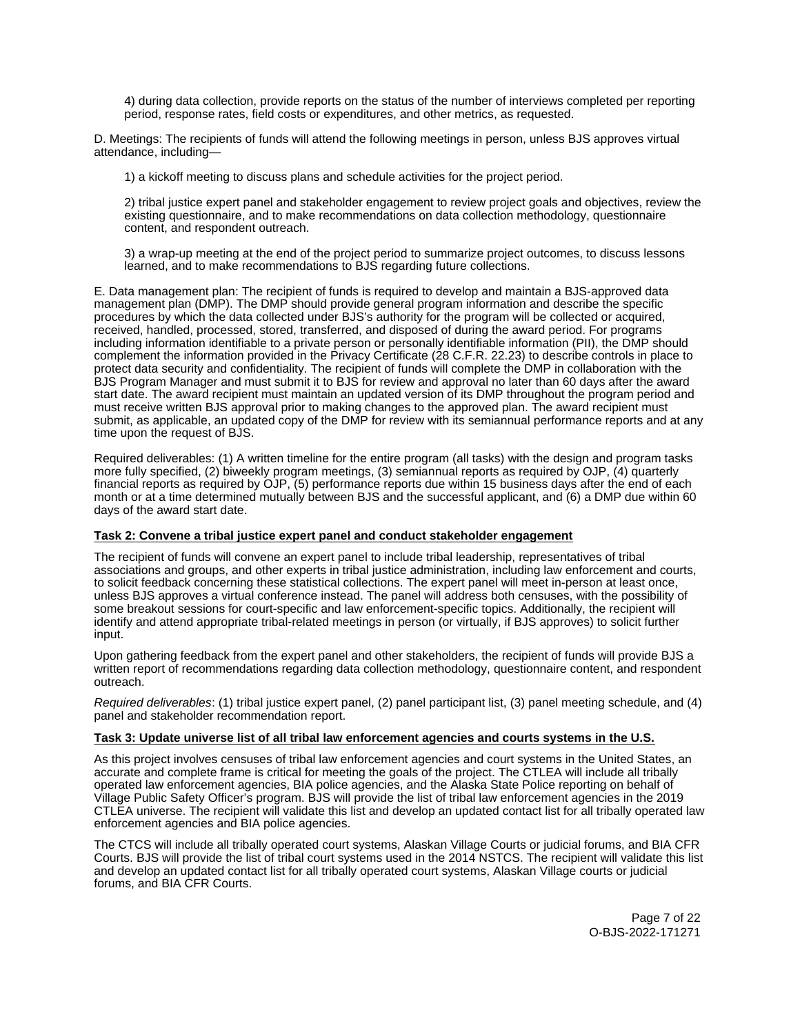4) during data collection, provide reports on the status of the number of interviews completed per reporting period, response rates, field costs or expenditures, and other metrics, as requested.

D. Meetings: The recipients of funds will attend the following meetings in person, unless BJS approves virtual attendance, including—

1) a kickoff meeting to discuss plans and schedule activities for the project period.

2) tribal justice expert panel and stakeholder engagement to review project goals and objectives, review the existing questionnaire, and to make recommendations on data collection methodology, questionnaire content, and respondent outreach.

3) a wrap-up meeting at the end of the project period to summarize project outcomes, to discuss lessons learned, and to make recommendations to BJS regarding future collections.

E. Data management plan: The recipient of funds is required to develop and maintain a BJS-approved data management plan (DMP). The DMP should provide general program information and describe the specific procedures by which the data collected under BJS's authority for the program will be collected or acquired, received, handled, processed, stored, transferred, and disposed of during the award period. For programs including information identifiable to a private person or personally identifiable information (PII), the DMP should complement the information provided in the Privacy Certificate (28 C.F.R. 22.23) to describe controls in place to protect data security and confidentiality. The recipient of funds will complete the DMP in collaboration with the BJS Program Manager and must submit it to BJS for review and approval no later than 60 days after the award start date. The award recipient must maintain an updated version of its DMP throughout the program period and must receive written BJS approval prior to making changes to the approved plan. The award recipient must submit, as applicable, an updated copy of the DMP for review with its semiannual performance reports and at any time upon the request of BJS.

Required deliverables: (1) A written timeline for the entire program (all tasks) with the design and program tasks more fully specified, (2) biweekly program meetings, (3) semiannual reports as required by OJP, (4) quarterly financial reports as required by OJP, (5) performance reports due within 15 business days after the end of each month or at a time determined mutually between BJS and the successful applicant, and (6) a DMP due within 60 days of the award start date.

**Task 2: Convene a tribal justice expert panel and conduct stakeholder engagement**

The recipient of funds will convene an expert panel to include tribal leadership, representatives of tribal associations and groups, and other experts in tribal justice administration, including law enforcement and courts, to solicit feedback concerning these statistical collections. The expert panel will meet in-person at least once, unless BJS approves a virtual conference instead. The panel will address both censuses, with the possibility of some breakout sessions for court-specific and law enforcement-specific topics. Additionally, the recipient will identify and attend appropriate tribal-related meetings in person (or virtually, if BJS approves) to solicit further input.

Upon gathering feedback from the expert panel and other stakeholders, the recipient of funds will provide BJS a written report of recommendations regarding data collection methodology, questionnaire content, and respondent outreach.

*Required deliverables*: (1) tribal justice expert panel, (2) panel participant list, (3) panel meeting schedule, and (4) panel and stakeholder recommendation report.

**Task 3: Update universe list of all tribal law enforcement agencies and courts systems in the U.S.**

As this project involves censuses of tribal law enforcement agencies and court systems in the United States, an accurate and complete frame is critical for meeting the goals of the project. The CTLEA will include all tribally operated law enforcement agencies, BIA police agencies, and the Alaska State Police reporting on behalf of Village Public Safety Officer's program. BJS will provide the list of tribal law enforcement agencies in the 2019 CTLEA universe. The recipient will validate this list and develop an updated contact list for all tribally operated law enforcement agencies and BIA police agencies.

The CTCS will include all tribally operated court systems, Alaskan Village Courts or judicial forums, and BIA CFR Courts. BJS will provide the list of tribal court systems used in the 2014 NSTCS. The recipient will validate this list and develop an updated contact list for all tribally operated court systems, Alaskan Village courts or judicial forums, and BIA CFR Courts.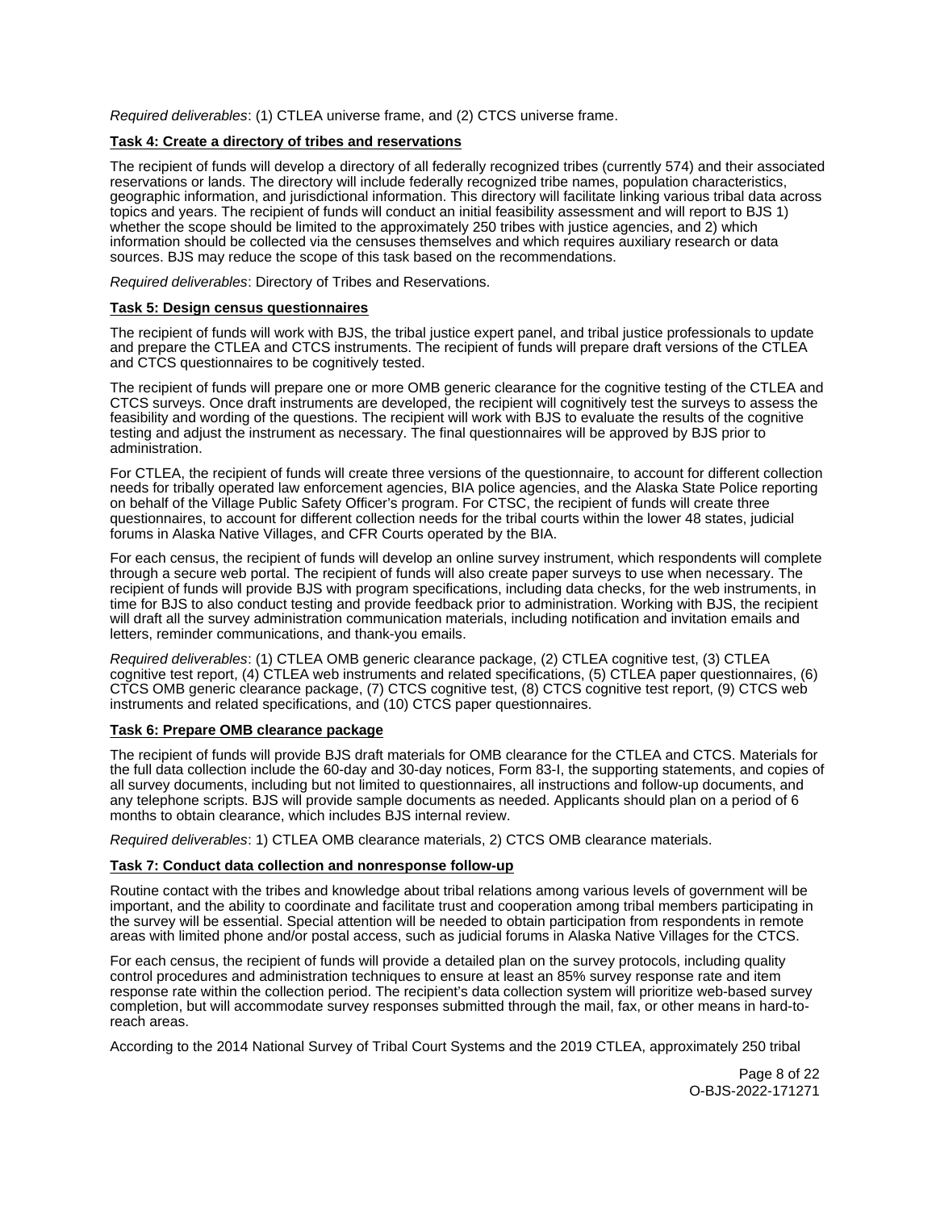*Required deliverables*: (1) CTLEA universe frame, and (2) CTCS universe frame.

**Task 4: Create a directory of tribes and reservations**

The recipient of funds will develop a directory of all federally recognized tribes (currently 574) and their associated reservations or lands. The directory will include federally recognized tribe names, population characteristics, geographic information, and jurisdictional information. This directory will facilitate linking various tribal data across topics and years. The recipient of funds will conduct an initial feasibility assessment and will report to BJS 1) whether the scope should be limited to the approximately 250 tribes with justice agencies, and 2) which information should be collected via the censuses themselves and which requires auxiliary research or data sources. BJS may reduce the scope of this task based on the recommendations.

*Required deliverables*: Directory of Tribes and Reservations.

**Task 5: Design census questionnaires**

The recipient of funds will work with BJS, the tribal justice expert panel, and tribal justice professionals to update and prepare the CTLEA and CTCS instruments. The recipient of funds will prepare draft versions of the CTLEA and CTCS questionnaires to be cognitively tested.

The recipient of funds will prepare one or more OMB generic clearance for the cognitive testing of the CTLEA and CTCS surveys. Once draft instruments are developed, the recipient will cognitively test the surveys to assess the feasibility and wording of the questions. The recipient will work with BJS to evaluate the results of the cognitive testing and adjust the instrument as necessary. The final questionnaires will be approved by BJS prior to administration.

For CTLEA, the recipient of funds will create three versions of the questionnaire, to account for different collection needs for tribally operated law enforcement agencies, BIA police agencies, and the Alaska State Police reporting on behalf of the Village Public Safety Officer's program. For CTSC, the recipient of funds will create three questionnaires, to account for different collection needs for the tribal courts within the lower 48 states, judicial forums in Alaska Native Villages, and CFR Courts operated by the BIA.

For each census, the recipient of funds will develop an online survey instrument, which respondents will complete through a secure web portal. The recipient of funds will also create paper surveys to use when necessary. The recipient of funds will provide BJS with program specifications, including data checks, for the web instruments, in time for BJS to also conduct testing and provide feedback prior to administration. Working with BJS, the recipient will draft all the survey administration communication materials, including notification and invitation emails and letters, reminder communications, and thank-you emails.

*Required deliverables*: (1) CTLEA OMB generic clearance package, (2) CTLEA cognitive test, (3) CTLEA cognitive test report, (4) CTLEA web instruments and related specifications, (5) CTLEA paper questionnaires, (6) CTCS OMB generic clearance package, (7) CTCS cognitive test, (8) CTCS cognitive test report, (9) CTCS web instruments and related specifications, and (10) CTCS paper questionnaires.

**Task 6: Prepare OMB clearance package**

The recipient of funds will provide BJS draft materials for OMB clearance for the CTLEA and CTCS. Materials for the full data collection include the 60-day and 30-day notices, Form 83-I, the supporting statements, and copies of all survey documents, including but not limited to questionnaires, all instructions and follow-up documents, and any telephone scripts. BJS will provide sample documents as needed. Applicants should plan on a period of 6 months to obtain clearance, which includes BJS internal review.

*Required deliverables*: 1) CTLEA OMB clearance materials, 2) CTCS OMB clearance materials.

**Task 7: Conduct data collection and nonresponse follow-up**

Routine contact with the tribes and knowledge about tribal relations among various levels of government will be important, and the ability to coordinate and facilitate trust and cooperation among tribal members participating in the survey will be essential. Special attention will be needed to obtain participation from respondents in remote areas with limited phone and/or postal access, such as judicial forums in Alaska Native Villages for the CTCS.

For each census, the recipient of funds will provide a detailed plan on the survey protocols, including quality control procedures and administration techniques to ensure at least an 85% survey response rate and item response rate within the collection period. The recipient's data collection system will prioritize web-based survey completion, but will accommodate survey responses submitted through the mail, fax, or other means in hard-to-reach areas.

According to the 2014 National Survey of Tribal Court Systems and the 2019 CTLEA, approximately 250 tribal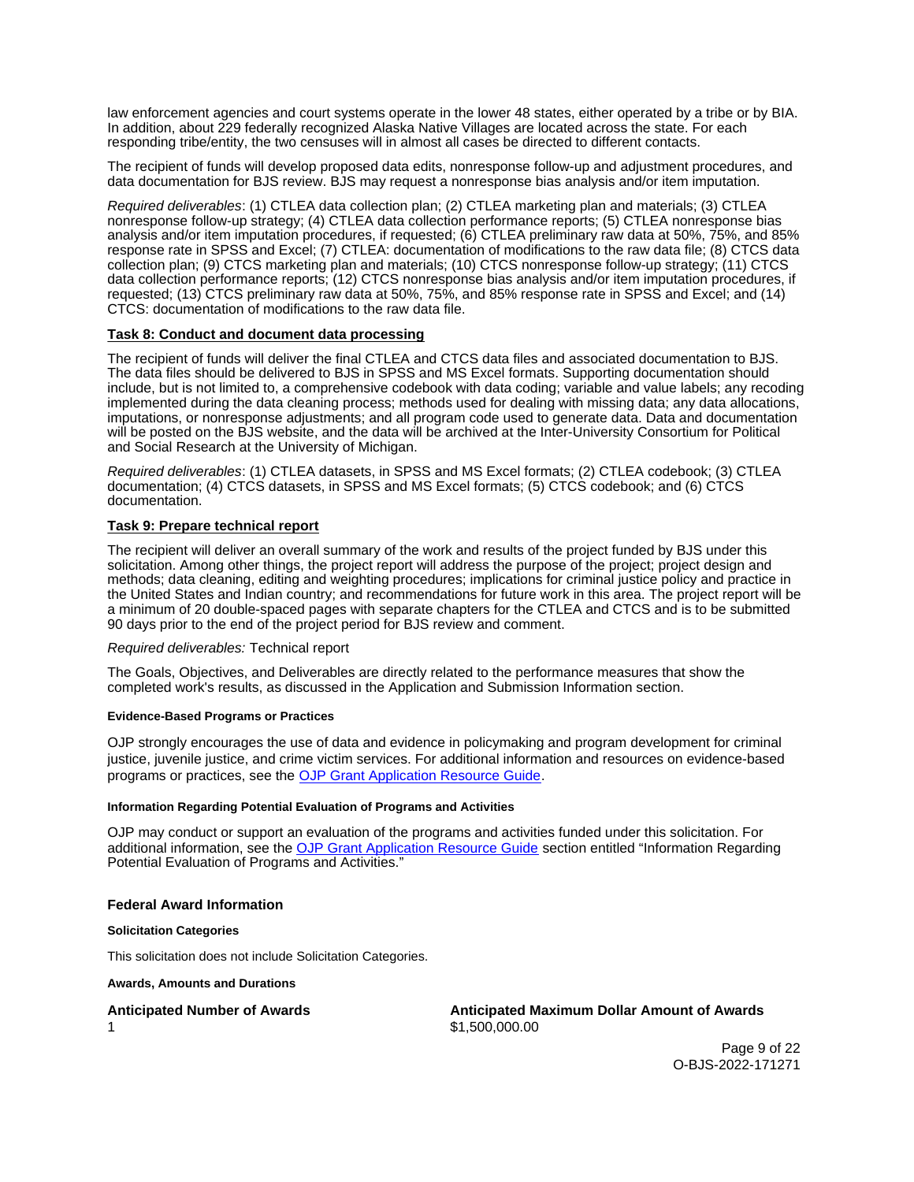law enforcement agencies and court systems operate in the lower 48 states, either operated by a tribe or by BIA. In addition, about 229 federally recognized Alaska Native Villages are located across the state. For each responding tribe/entity, the two censuses will in almost all cases be directed to different contacts.

The recipient of funds will develop proposed data edits, nonresponse follow-up and adjustment procedures, and data documentation for BJS review. BJS may request a nonresponse bias analysis and/or item imputation.

*Required deliverables*: (1) CTLEA data collection plan; (2) CTLEA marketing plan and materials; (3) CTLEA nonresponse follow-up strategy; (4) CTLEA data collection performance reports; (5) CTLEA nonresponse bias analysis and/or item imputation procedures, if requested; (6) CTLEA preliminary raw data at 50%, 75%, and 85% response rate in SPSS and Excel; (7) CTLEA: documentation of modifications to the raw data file; (8) CTCS data collection plan; (9) CTCS marketing plan and materials; (10) CTCS nonresponse follow-up strategy; (11) CTCS data collection performance reports; (12) CTCS nonresponse bias analysis and/or item imputation procedures, if requested; (13) CTCS preliminary raw data at 50%, 75%, and 85% response rate in SPSS and Excel; and (14) CTCS: documentation of modifications to the raw data file.

**Task 8: Conduct and document data processing**

The recipient of funds will deliver the final CTLEA and CTCS data files and associated documentation to BJS. The data files should be delivered to BJS in SPSS and MS Excel formats. Supporting documentation should include, but is not limited to, a comprehensive codebook with data coding; variable and value labels; any recoding implemented during the data cleaning process; methods used for dealing with missing data; any data allocations, imputations, or nonresponse adjustments; and all program code used to generate data. Data and documentation will be posted on the BJS website, and the data will be archived at the Inter-University Consortium for Political and Social Research at the University of Michigan.

*Required deliverables*: (1) CTLEA datasets, in SPSS and MS Excel formats; (2) CTLEA codebook; (3) CTLEA documentation; (4) CTCS datasets, in SPSS and MS Excel formats; (5) CTCS codebook; and (6) CTCS documentation.

**Task 9: Prepare technical report**

The recipient will deliver an overall summary of the work and results of the project funded by BJS under this solicitation. Among other things, the project report will address the purpose of the project; project design and methods; data cleaning, editing and weighting procedures; implications for criminal justice policy and practice in the United States and Indian country; and recommendations for future work in this area. The project report will be a minimum of 20 double-spaced pages with separate chapters for the CTLEA and CTCS and is to be submitted 90 days prior to the end of the project period for BJS review and comment.

*Required deliverables:* Technical report

The Goals, Objectives, and Deliverables are directly related to the performance measures that show the completed work's results, as discussed in the Application and Submission Information section.

#### Evidence-Based Programs or Practices

OJP strongly encourages the use of data and evidence in policymaking and program development for criminal justice, juvenile justice, and crime victim services. For additional information and resources on evidence-based programs or practices, see the OJP Grant Application Resource Guide.

#### Information Regarding Potential Evaluation of Programs and Activities

OJP may conduct or support an evaluation of the programs and activities funded under this solicitation. For additional information, see the OJP Grant Application Resource Guide section entitled "Information Regarding Potential Evaluation of Programs and Activities."

### Federal Award Information

#### Solicitation Categories

This solicitation does not include Solicitation Categories.

#### Awards, Amounts and Durations

| Anticipated Number of Awards | Anticipated Maximum Dollar Amount of Awards |
| --- | --- |
| 1 | $1,500,000.00 |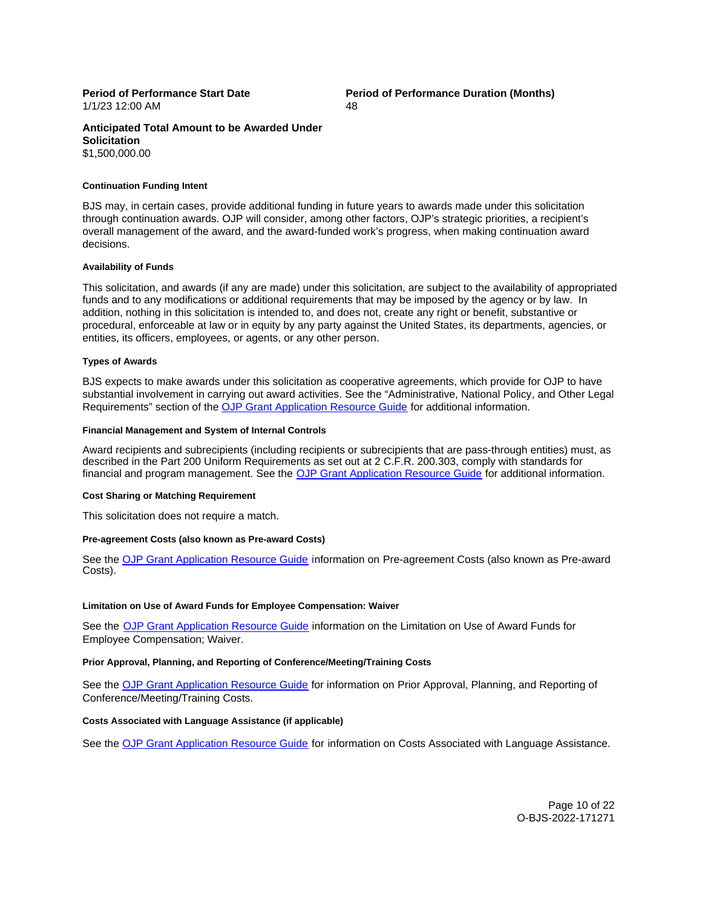**Period of Performance Start Date**
1/1/23 12:00 AM

**Period of Performance Duration (Months)**
48

**Anticipated Total Amount to be Awarded Under Solicitation**
$1,500,000.00

#### Continuation Funding Intent

BJS may, in certain cases, provide additional funding in future years to awards made under this solicitation through continuation awards. OJP will consider, among other factors, OJP's strategic priorities, a recipient's overall management of the award, and the award-funded work's progress, when making continuation award decisions.

#### Availability of Funds

This solicitation, and awards (if any are made) under this solicitation, are subject to the availability of appropriated funds and to any modifications or additional requirements that may be imposed by the agency or by law. In addition, nothing in this solicitation is intended to, and does not, create any right or benefit, substantive or procedural, enforceable at law or in equity by any party against the United States, its departments, agencies, or entities, its officers, employees, or agents, or any other person.

#### Types of Awards

BJS expects to make awards under this solicitation as cooperative agreements, which provide for OJP to have substantial involvement in carrying out award activities. See the "Administrative, National Policy, and Other Legal Requirements" section of the OJP Grant Application Resource Guide for additional information.

#### Financial Management and System of Internal Controls

Award recipients and subrecipients (including recipients or subrecipients that are pass-through entities) must, as described in the Part 200 Uniform Requirements as set out at 2 C.F.R. 200.303, comply with standards for financial and program management. See the OJP Grant Application Resource Guide for additional information.

#### Cost Sharing or Matching Requirement

This solicitation does not require a match.

#### Pre-agreement Costs (also known as Pre-award Costs)

See the OJP Grant Application Resource Guide information on Pre-agreement Costs (also known as Pre-award Costs).

#### Limitation on Use of Award Funds for Employee Compensation: Waiver

See the OJP Grant Application Resource Guide information on the Limitation on Use of Award Funds for Employee Compensation; Waiver.

#### Prior Approval, Planning, and Reporting of Conference/Meeting/Training Costs

See the OJP Grant Application Resource Guide for information on Prior Approval, Planning, and Reporting of Conference/Meeting/Training Costs.

#### Costs Associated with Language Assistance (if applicable)

See the OJP Grant Application Resource Guide for information on Costs Associated with Language Assistance.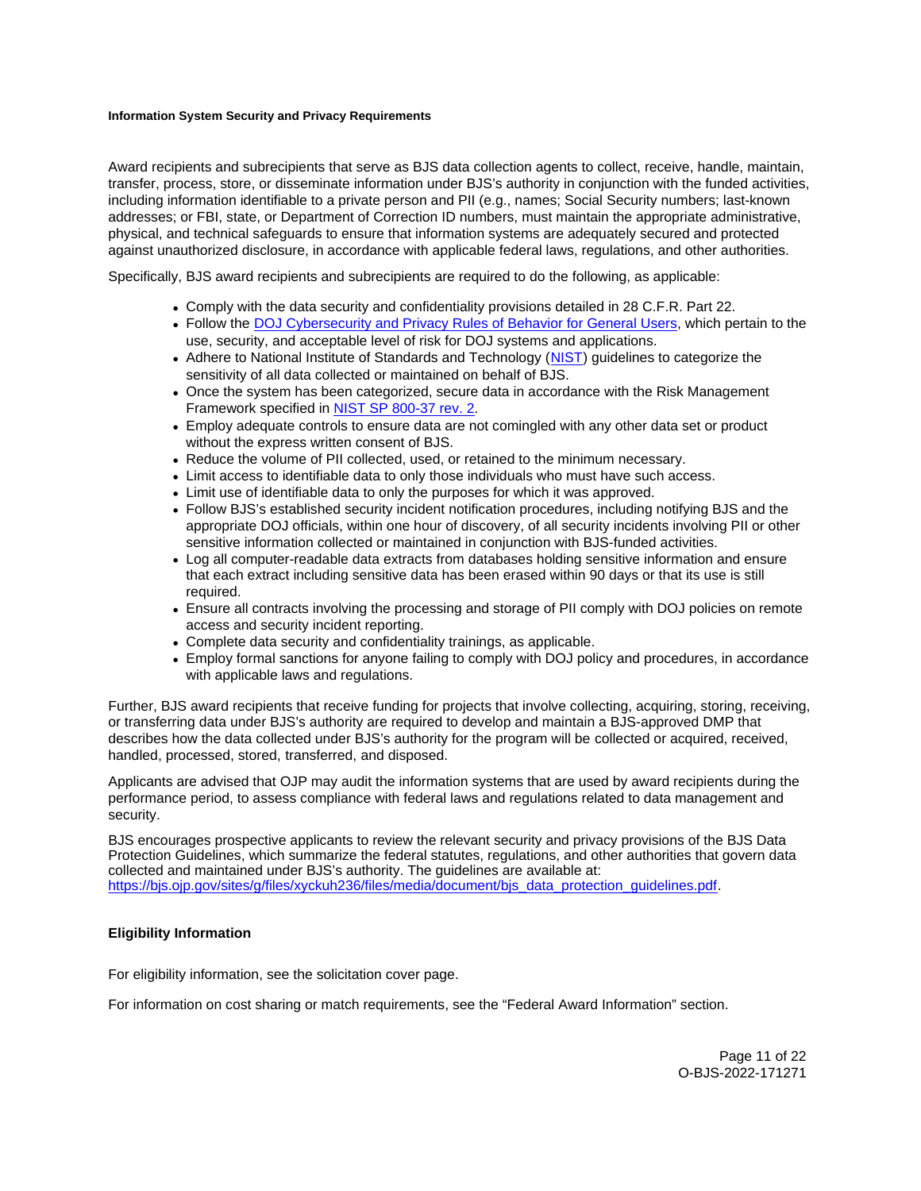**Information System Security and Privacy Requirements**

Award recipients and subrecipients that serve as BJS data collection agents to collect, receive, handle, maintain, transfer, process, store, or disseminate information under BJS's authority in conjunction with the funded activities, including information identifiable to a private person and PII (e.g., names; Social Security numbers; last-known addresses; or FBI, state, or Department of Correction ID numbers, must maintain the appropriate administrative, physical, and technical safeguards to ensure that information systems are adequately secured and protected against unauthorized disclosure, in accordance with applicable federal laws, regulations, and other authorities.

Specifically, BJS award recipients and subrecipients are required to do the following, as applicable:

- Comply with the data security and confidentiality provisions detailed in 28 C.F.R. Part 22.
- Follow the DOJ Cybersecurity and Privacy Rules of Behavior for General Users, which pertain to the use, security, and acceptable level of risk for DOJ systems and applications.
- Adhere to National Institute of Standards and Technology (NIST) guidelines to categorize the sensitivity of all data collected or maintained on behalf of BJS.
- Once the system has been categorized, secure data in accordance with the Risk Management Framework specified in NIST SP 800-37 rev. 2.
- Employ adequate controls to ensure data are not comingled with any other data set or product without the express written consent of BJS.
- Reduce the volume of PII collected, used, or retained to the minimum necessary.
- Limit access to identifiable data to only those individuals who must have such access.
- Limit use of identifiable data to only the purposes for which it was approved.
- Follow BJS's established security incident notification procedures, including notifying BJS and the appropriate DOJ officials, within one hour of discovery, of all security incidents involving PII or other sensitive information collected or maintained in conjunction with BJS-funded activities.
- Log all computer-readable data extracts from databases holding sensitive information and ensure that each extract including sensitive data has been erased within 90 days or that its use is still required.
- Ensure all contracts involving the processing and storage of PII comply with DOJ policies on remote access and security incident reporting.
- Complete data security and confidentiality trainings, as applicable.
- Employ formal sanctions for anyone failing to comply with DOJ policy and procedures, in accordance with applicable laws and regulations.

Further, BJS award recipients that receive funding for projects that involve collecting, acquiring, storing, receiving, or transferring data under BJS's authority are required to develop and maintain a BJS-approved DMP that describes how the data collected under BJS's authority for the program will be collected or acquired, received, handled, processed, stored, transferred, and disposed.

Applicants are advised that OJP may audit the information systems that are used by award recipients during the performance period, to assess compliance with federal laws and regulations related to data management and security.

BJS encourages prospective applicants to review the relevant security and privacy provisions of the BJS Data Protection Guidelines, which summarize the federal statutes, regulations, and other authorities that govern data collected and maintained under BJS's authority. The guidelines are available at: https://bjs.ojp.gov/sites/g/files/xyckuh236/files/media/document/bjs_data_protection_guidelines.pdf.

## Eligibility Information

For eligibility information, see the solicitation cover page.

For information on cost sharing or match requirements, see the "Federal Award Information" section.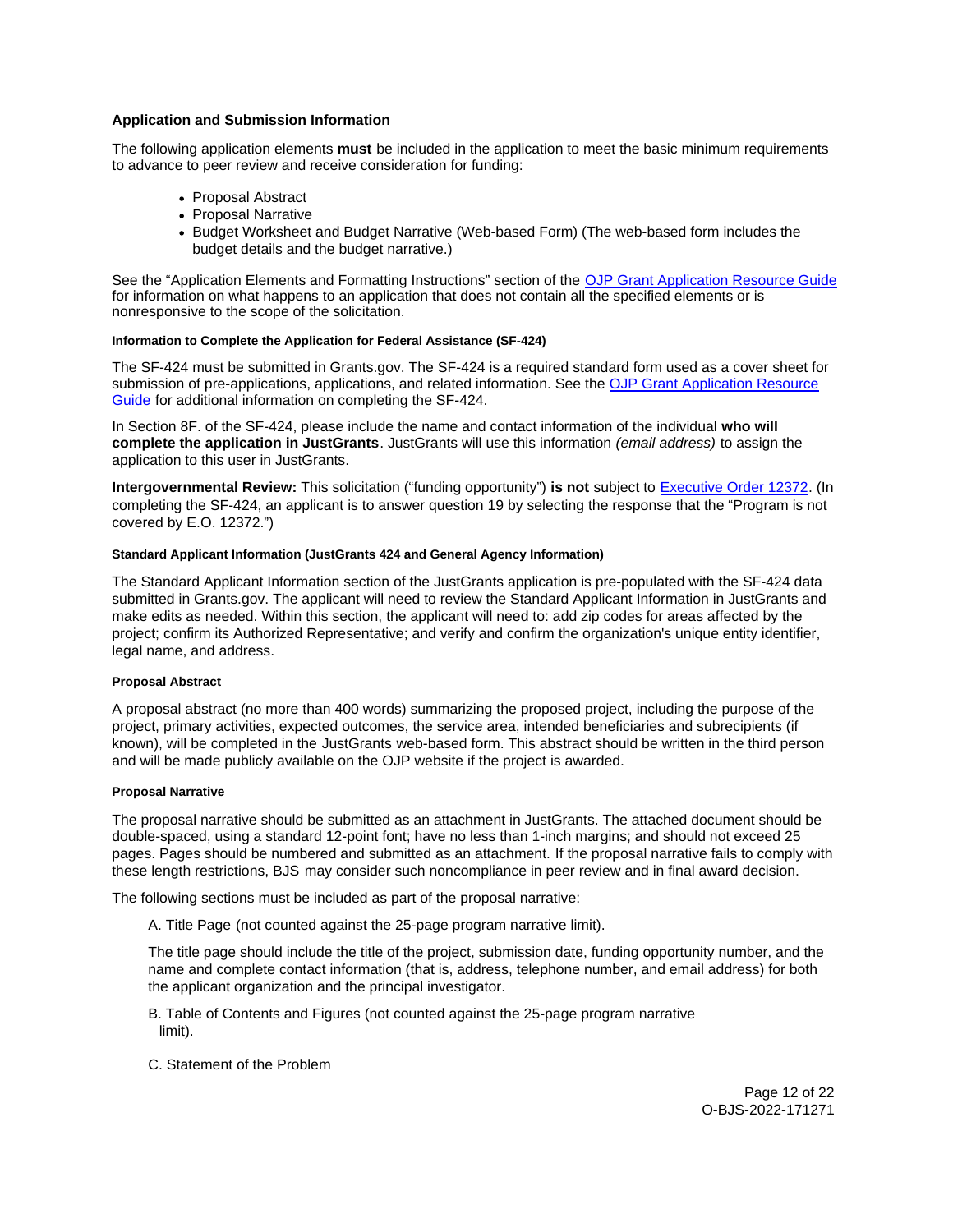### Application and Submission Information

The following application elements **must** be included in the application to meet the basic minimum requirements to advance to peer review and receive consideration for funding:

- Proposal Abstract
- Proposal Narrative
- Budget Worksheet and Budget Narrative (Web-based Form) (The web-based form includes the budget details and the budget narrative.)

See the "Application Elements and Formatting Instructions" section of the OJP Grant Application Resource Guide for information on what happens to an application that does not contain all the specified elements or is nonresponsive to the scope of the solicitation.

#### Information to Complete the Application for Federal Assistance (SF-424)

The SF-424 must be submitted in Grants.gov. The SF-424 is a required standard form used as a cover sheet for submission of pre-applications, applications, and related information. See the OJP Grant Application Resource Guide for additional information on completing the SF-424.

In Section 8F. of the SF-424, please include the name and contact information of the individual **who will complete the application in JustGrants**. JustGrants will use this information *(email address)* to assign the application to this user in JustGrants.

**Intergovernmental Review:** This solicitation ("funding opportunity") **is not** subject to Executive Order 12372. (In completing the SF-424, an applicant is to answer question 19 by selecting the response that the "Program is not covered by E.O. 12372.")

#### Standard Applicant Information (JustGrants 424 and General Agency Information)

The Standard Applicant Information section of the JustGrants application is pre-populated with the SF-424 data submitted in Grants.gov. The applicant will need to review the Standard Applicant Information in JustGrants and make edits as needed. Within this section, the applicant will need to: add zip codes for areas affected by the project; confirm its Authorized Representative; and verify and confirm the organization's unique entity identifier, legal name, and address.

#### Proposal Abstract

A proposal abstract (no more than 400 words) summarizing the proposed project, including the purpose of the project, primary activities, expected outcomes, the service area, intended beneficiaries and subrecipients (if known), will be completed in the JustGrants web-based form. This abstract should be written in the third person and will be made publicly available on the OJP website if the project is awarded.

#### Proposal Narrative

The proposal narrative should be submitted as an attachment in JustGrants. The attached document should be double-spaced, using a standard 12-point font; have no less than 1-inch margins; and should not exceed 25 pages. Pages should be numbered and submitted as an attachment. If the proposal narrative fails to comply with these length restrictions, BJS may consider such noncompliance in peer review and in final award decision.

The following sections must be included as part of the proposal narrative:

A. Title Page (not counted against the 25-page program narrative limit).

The title page should include the title of the project, submission date, funding opportunity number, and the name and complete contact information (that is, address, telephone number, and email address) for both the applicant organization and the principal investigator.

B. Table of Contents and Figures (not counted against the 25-page program narrative limit).

C. Statement of the Problem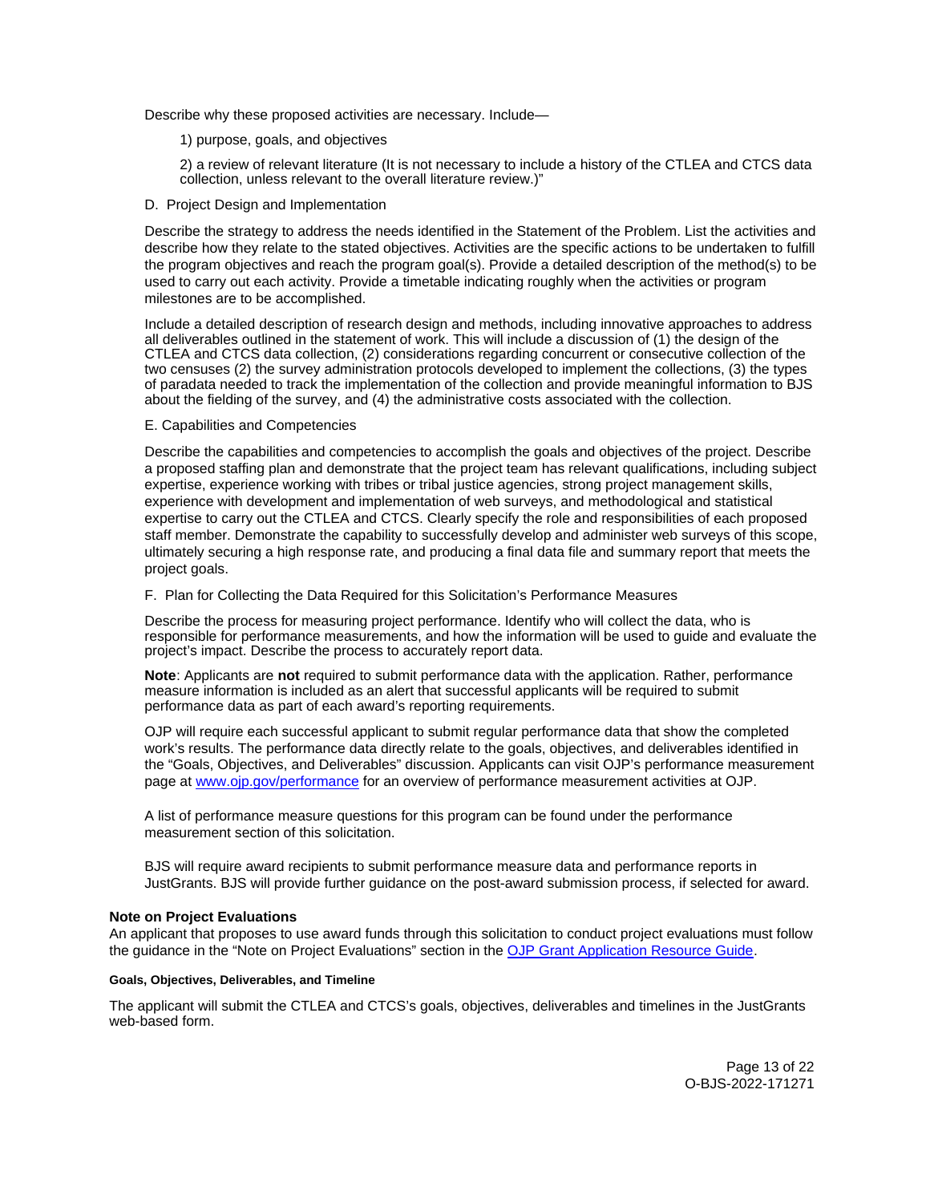Describe why these proposed activities are necessary. Include—

1) purpose, goals, and objectives

2) a review of relevant literature (It is not necessary to include a history of the CTLEA and CTCS data collection, unless relevant to the overall literature review.)"

D. Project Design and Implementation

Describe the strategy to address the needs identified in the Statement of the Problem. List the activities and describe how they relate to the stated objectives. Activities are the specific actions to be undertaken to fulfill the program objectives and reach the program goal(s). Provide a detailed description of the method(s) to be used to carry out each activity. Provide a timetable indicating roughly when the activities or program milestones are to be accomplished.

Include a detailed description of research design and methods, including innovative approaches to address all deliverables outlined in the statement of work. This will include a discussion of (1) the design of the CTLEA and CTCS data collection, (2) considerations regarding concurrent or consecutive collection of the two censuses (2) the survey administration protocols developed to implement the collections, (3) the types of paradata needed to track the implementation of the collection and provide meaningful information to BJS about the fielding of the survey, and (4) the administrative costs associated with the collection.

E. Capabilities and Competencies

Describe the capabilities and competencies to accomplish the goals and objectives of the project. Describe a proposed staffing plan and demonstrate that the project team has relevant qualifications, including subject expertise, experience working with tribes or tribal justice agencies, strong project management skills, experience with development and implementation of web surveys, and methodological and statistical expertise to carry out the CTLEA and CTCS. Clearly specify the role and responsibilities of each proposed staff member. Demonstrate the capability to successfully develop and administer web surveys of this scope, ultimately securing a high response rate, and producing a final data file and summary report that meets the project goals.

F. Plan for Collecting the Data Required for this Solicitation's Performance Measures

Describe the process for measuring project performance. Identify who will collect the data, who is responsible for performance measurements, and how the information will be used to guide and evaluate the project's impact. Describe the process to accurately report data.

**Note**: Applicants are **not** required to submit performance data with the application. Rather, performance measure information is included as an alert that successful applicants will be required to submit performance data as part of each award's reporting requirements.

OJP will require each successful applicant to submit regular performance data that show the completed work's results. The performance data directly relate to the goals, objectives, and deliverables identified in the "Goals, Objectives, and Deliverables" discussion. Applicants can visit OJP's performance measurement page at [www.ojp.gov/performance](www.ojp.gov/performance) for an overview of performance measurement activities at OJP.

A list of performance measure questions for this program can be found under the performance measurement section of this solicitation.

BJS will require award recipients to submit performance measure data and performance reports in JustGrants. BJS will provide further guidance on the post-award submission process, if selected for award.

**Note on Project Evaluations**

An applicant that proposes to use award funds through this solicitation to conduct project evaluations must follow the guidance in the "Note on Project Evaluations" section in the OJP Grant Application Resource Guide.

#### Goals, Objectives, Deliverables, and Timeline

The applicant will submit the CTLEA and CTCS's goals, objectives, deliverables and timelines in the JustGrants web-based form.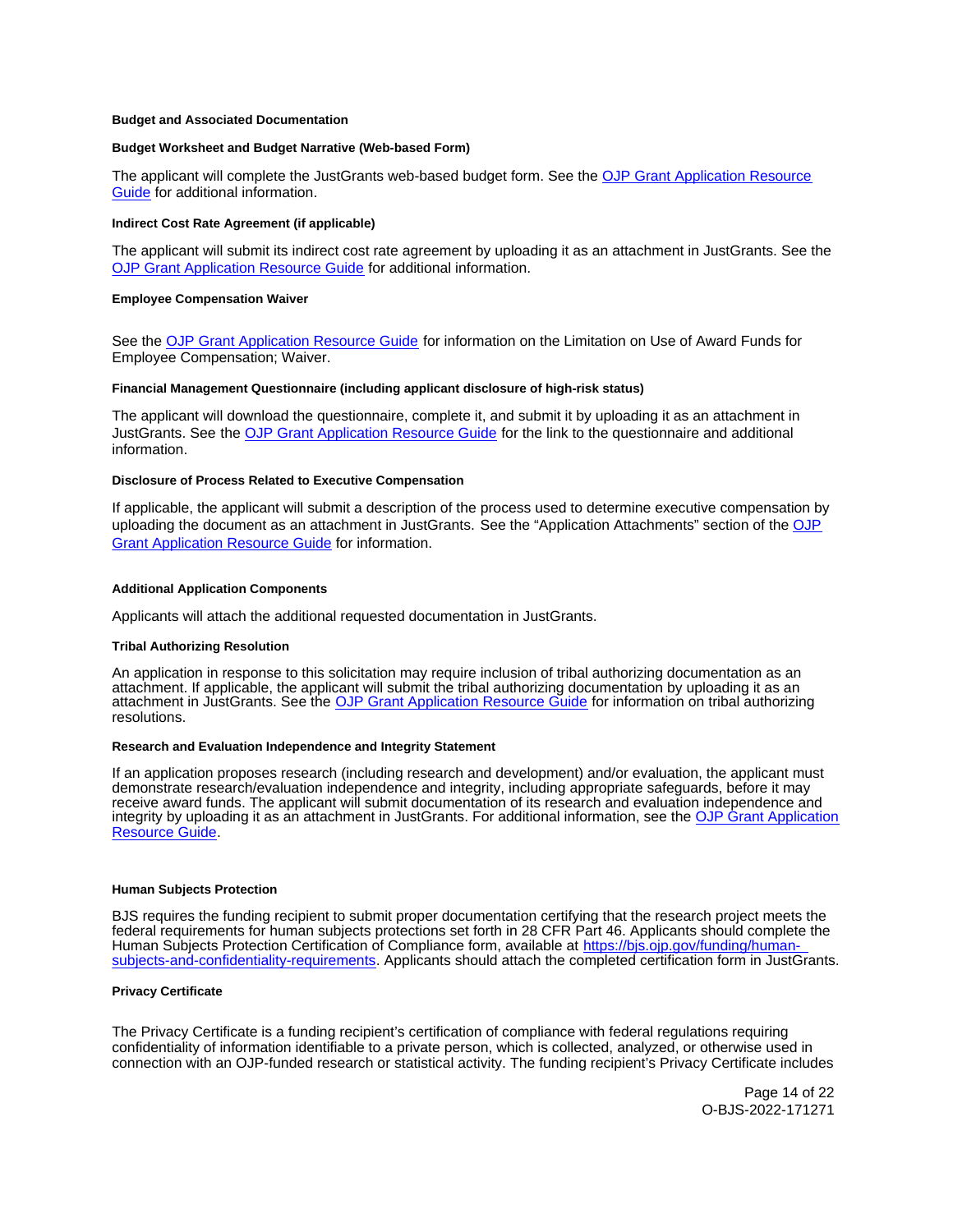**Budget and Associated Documentation**

**Budget Worksheet and Budget Narrative (Web-based Form)**

The applicant will complete the JustGrants web-based budget form. See the [OJP Grant Application Resource Guide](#) for additional information.

**Indirect Cost Rate Agreement (if applicable)**

The applicant will submit its indirect cost rate agreement by uploading it as an attachment in JustGrants. See the [OJP Grant Application Resource Guide](#) for additional information.

**Employee Compensation Waiver**

See the [OJP Grant Application Resource Guide](#) for information on the Limitation on Use of Award Funds for Employee Compensation; Waiver.

**Financial Management Questionnaire (including applicant disclosure of high-risk status)**

The applicant will download the questionnaire, complete it, and submit it by uploading it as an attachment in JustGrants. See the [OJP Grant Application Resource Guide](#) for the link to the questionnaire and additional information.

**Disclosure of Process Related to Executive Compensation**

If applicable, the applicant will submit a description of the process used to determine executive compensation by uploading the document as an attachment in JustGrants. See the "Application Attachments" section of the [OJP Grant Application Resource Guide](#) for information.

**Additional Application Components**

Applicants will attach the additional requested documentation in JustGrants.

**Tribal Authorizing Resolution**

An application in response to this solicitation may require inclusion of tribal authorizing documentation as an attachment. If applicable, the applicant will submit the tribal authorizing documentation by uploading it as an attachment in JustGrants. See the [OJP Grant Application Resource Guide](#) for information on tribal authorizing resolutions.

**Research and Evaluation Independence and Integrity Statement**

If an application proposes research (including research and development) and/or evaluation, the applicant must demonstrate research/evaluation independence and integrity, including appropriate safeguards, before it may receive award funds. The applicant will submit documentation of its research and evaluation independence and integrity by uploading it as an attachment in JustGrants. For additional information, see the [OJP Grant Application Resource Guide](#).

**Human Subjects Protection**

BJS requires the funding recipient to submit proper documentation certifying that the research project meets the federal requirements for human subjects protections set forth in 28 CFR Part 46. Applicants should complete the Human Subjects Protection Certification of Compliance form, available at [https://bjs.ojp.gov/funding/human-subjects-and-confidentiality-requirements](https://bjs.ojp.gov/funding/human-subjects-and-confidentiality-requirements). Applicants should attach the completed certification form in JustGrants.

**Privacy Certificate**

The Privacy Certificate is a funding recipient's certification of compliance with federal regulations requiring confidentiality of information identifiable to a private person, which is collected, analyzed, or otherwise used in connection with an OJP-funded research or statistical activity. The funding recipient's Privacy Certificate includes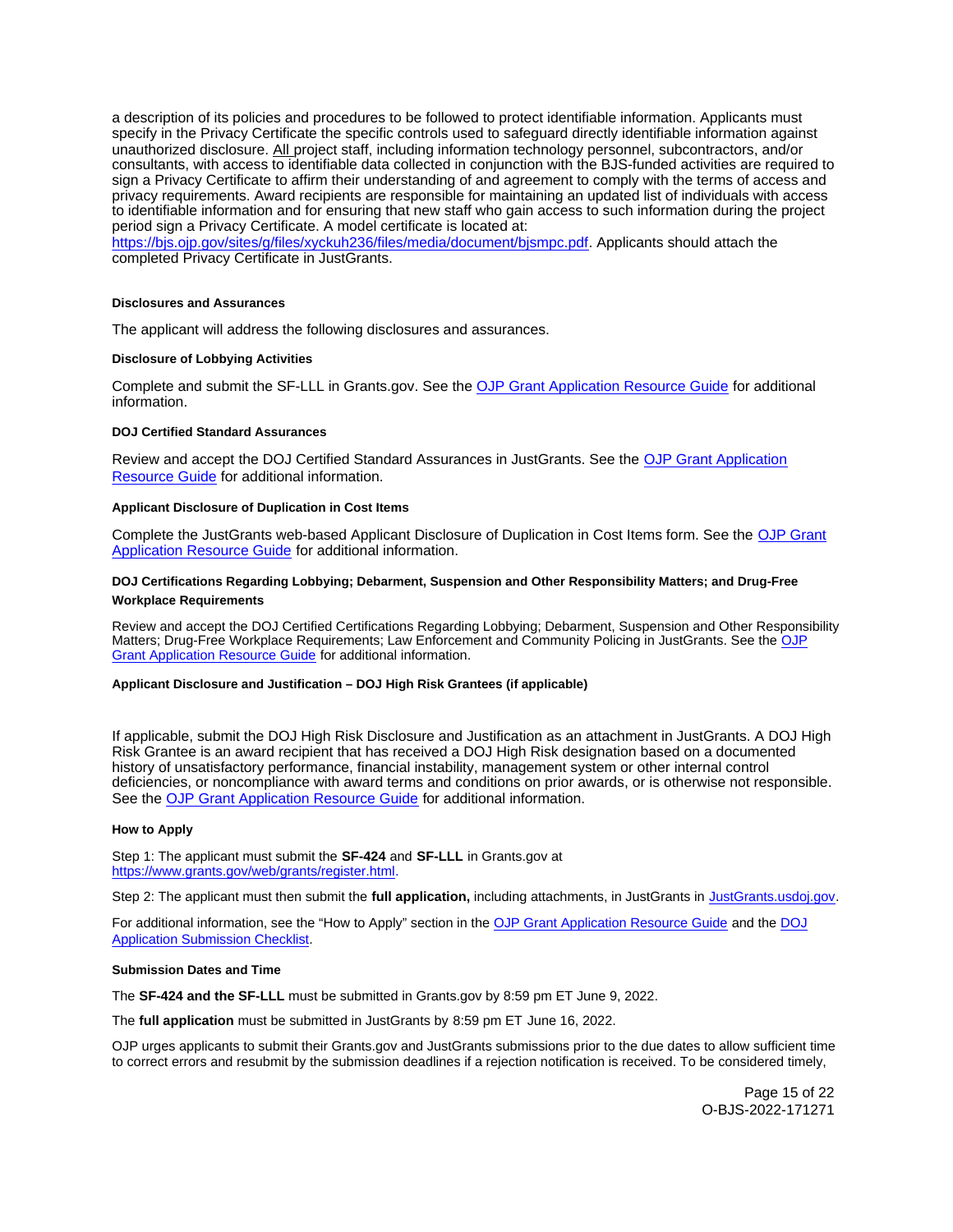a description of its policies and procedures to be followed to protect identifiable information. Applicants must specify in the Privacy Certificate the specific controls used to safeguard directly identifiable information against unauthorized disclosure. All project staff, including information technology personnel, subcontractors, and/or consultants, with access to identifiable data collected in conjunction with the BJS-funded activities are required to sign a Privacy Certificate to affirm their understanding of and agreement to comply with the terms of access and privacy requirements. Award recipients are responsible for maintaining an updated list of individuals with access to identifiable information and for ensuring that new staff who gain access to such information during the project period sign a Privacy Certificate. A model certificate is located at: [https://bjs.ojp.gov/sites/g/files/xyckuh236/files/media/document/bjsmpc.pdf](https://bjs.ojp.gov/sites/g/files/xyckuh236/files/media/document/bjsmpc.pdf). Applicants should attach the completed Privacy Certificate in JustGrants.

#### Disclosures and Assurances

The applicant will address the following disclosures and assurances.

#### Disclosure of Lobbying Activities

Complete and submit the SF-LLL in Grants.gov. See the OJP Grant Application Resource Guide for additional information.

#### DOJ Certified Standard Assurances

Review and accept the DOJ Certified Standard Assurances in JustGrants. See the OJP Grant Application Resource Guide for additional information.

#### Applicant Disclosure of Duplication in Cost Items

Complete the JustGrants web-based Applicant Disclosure of Duplication in Cost Items form. See the OJP Grant Application Resource Guide for additional information.

#### DOJ Certifications Regarding Lobbying; Debarment, Suspension and Other Responsibility Matters; and Drug-Free Workplace Requirements

Review and accept the DOJ Certified Certifications Regarding Lobbying; Debarment, Suspension and Other Responsibility Matters; Drug-Free Workplace Requirements; Law Enforcement and Community Policing in JustGrants. See the OJP Grant Application Resource Guide for additional information.

#### Applicant Disclosure and Justification – DOJ High Risk Grantees (if applicable)

If applicable, submit the DOJ High Risk Disclosure and Justification as an attachment in JustGrants. A DOJ High Risk Grantee is an award recipient that has received a DOJ High Risk designation based on a documented history of unsatisfactory performance, financial instability, management system or other internal control deficiencies, or noncompliance with award terms and conditions on prior awards, or is otherwise not responsible. See the OJP Grant Application Resource Guide for additional information.

#### How to Apply

Step 1: The applicant must submit the **SF-424** and **SF-LLL** in Grants.gov at [https://www.grants.gov/web/grants/register.html](https://www.grants.gov/web/grants/register.html).

Step 2: The applicant must then submit the **full application,** including attachments, in JustGrants in JustGrants.usdoj.gov.

For additional information, see the "How to Apply" section in the OJP Grant Application Resource Guide and the DOJ Application Submission Checklist.

#### Submission Dates and Time

The **SF-424 and the SF-LLL** must be submitted in Grants.gov by 8:59 pm ET June 9, 2022.

The **full application** must be submitted in JustGrants by 8:59 pm ET June 16, 2022.

OJP urges applicants to submit their Grants.gov and JustGrants submissions prior to the due dates to allow sufficient time to correct errors and resubmit by the submission deadlines if a rejection notification is received. To be considered timely,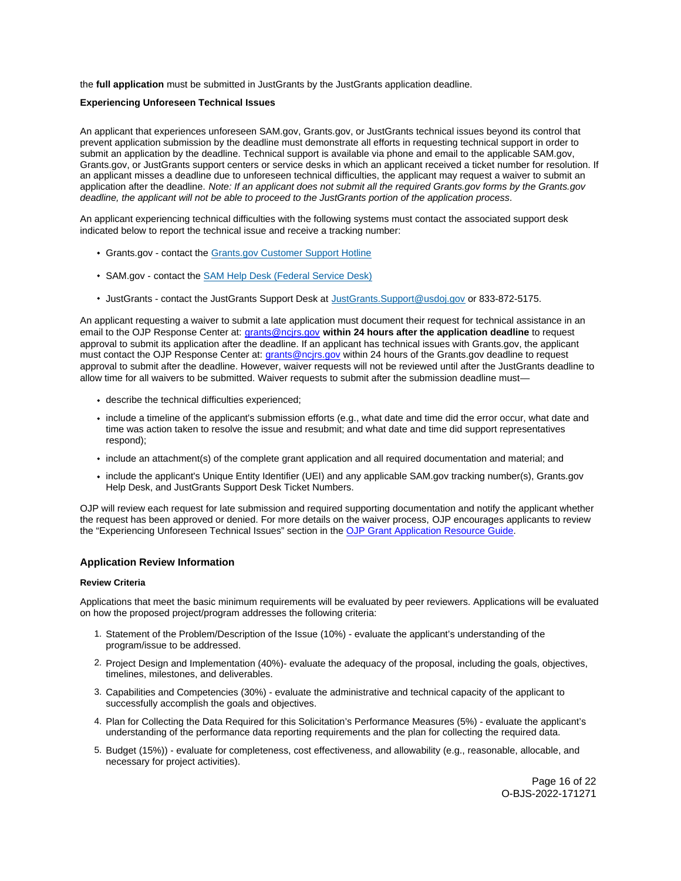the **full application** must be submitted in JustGrants by the JustGrants application deadline.

#### Experiencing Unforeseen Technical Issues

An applicant that experiences unforeseen SAM.gov, Grants.gov, or JustGrants technical issues beyond its control that prevent application submission by the deadline must demonstrate all efforts in requesting technical support in order to submit an application by the deadline. Technical support is available via phone and email to the applicable SAM.gov, Grants.gov, or JustGrants support centers or service desks in which an applicant received a ticket number for resolution. If an applicant misses a deadline due to unforeseen technical difficulties, the applicant may request a waiver to submit an application after the deadline. *Note: If an applicant does not submit all the required Grants.gov forms by the Grants.gov deadline, the applicant will not be able to proceed to the JustGrants portion of the application process.*

An applicant experiencing technical difficulties with the following systems must contact the associated support desk indicated below to report the technical issue and receive a tracking number:

- Grants.gov - contact the Grants.gov Customer Support Hotline
- SAM.gov - contact the SAM Help Desk (Federal Service Desk)
- JustGrants - contact the JustGrants Support Desk at JustGrants.Support@usdoj.gov or 833-872-5175.

An applicant requesting a waiver to submit a late application must document their request for technical assistance in an email to the OJP Response Center at: grants@ncjrs.gov **within 24 hours after the application deadline** to request approval to submit its application after the deadline. If an applicant has technical issues with Grants.gov, the applicant must contact the OJP Response Center at: grants@ncjrs.gov within 24 hours of the Grants.gov deadline to request approval to submit after the deadline. However, waiver requests will not be reviewed until after the JustGrants deadline to allow time for all waivers to be submitted. Waiver requests to submit after the submission deadline must—

- describe the technical difficulties experienced;
- include a timeline of the applicant's submission efforts (e.g., what date and time did the error occur, what date and time was action taken to resolve the issue and resubmit; and what date and time did support representatives respond);
- include an attachment(s) of the complete grant application and all required documentation and material; and
- include the applicant's Unique Entity Identifier (UEI) and any applicable SAM.gov tracking number(s), Grants.gov Help Desk, and JustGrants Support Desk Ticket Numbers.

OJP will review each request for late submission and required supporting documentation and notify the applicant whether the request has been approved or denied. For more details on the waiver process, OJP encourages applicants to review the "Experiencing Unforeseen Technical Issues" section in the OJP Grant Application Resource Guide.

### Application Review Information

#### Review Criteria

Applications that meet the basic minimum requirements will be evaluated by peer reviewers. Applications will be evaluated on how the proposed project/program addresses the following criteria:

1. Statement of the Problem/Description of the Issue (10%) - evaluate the applicant's understanding of the program/issue to be addressed.
2. Project Design and Implementation (40%)- evaluate the adequacy of the proposal, including the goals, objectives, timelines, milestones, and deliverables.
3. Capabilities and Competencies (30%) - evaluate the administrative and technical capacity of the applicant to successfully accomplish the goals and objectives.
4. Plan for Collecting the Data Required for this Solicitation's Performance Measures (5%) - evaluate the applicant's understanding of the performance data reporting requirements and the plan for collecting the required data.
5. Budget (15%)) - evaluate for completeness, cost effectiveness, and allowability (e.g., reasonable, allocable, and necessary for project activities).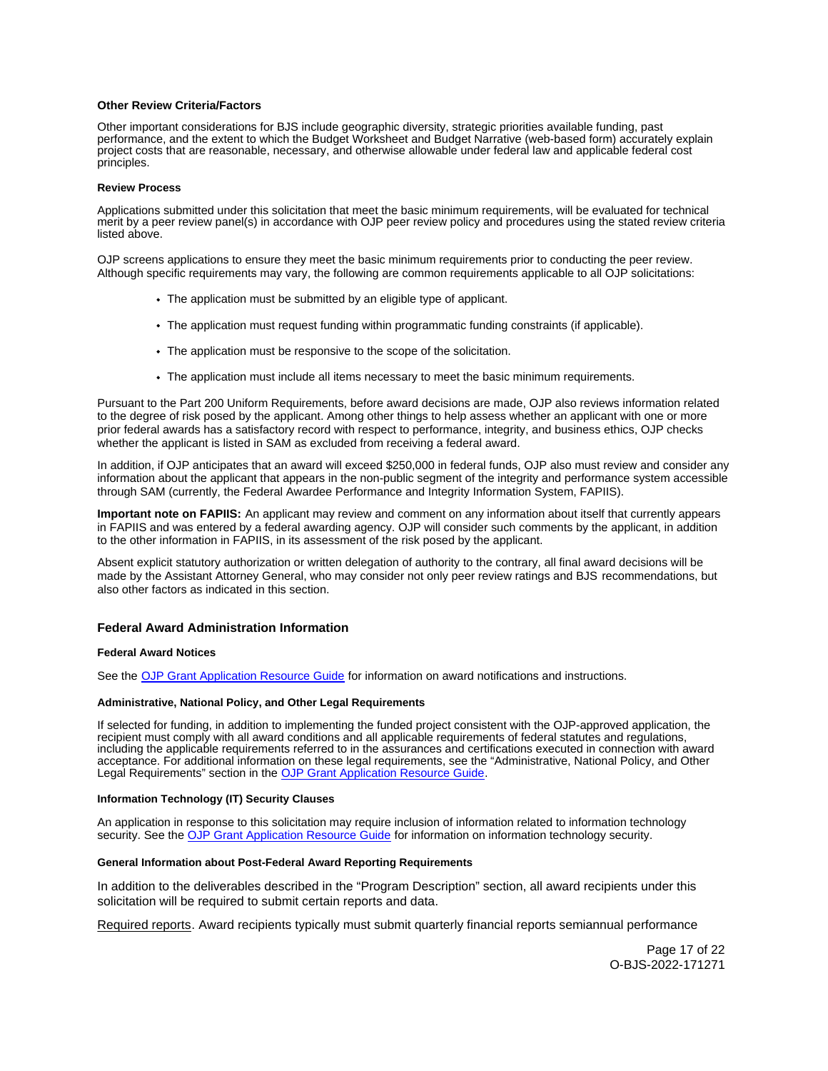#### Other Review Criteria/Factors

Other important considerations for BJS include geographic diversity, strategic priorities available funding, past performance, and the extent to which the Budget Worksheet and Budget Narrative (web-based form) accurately explain project costs that are reasonable, necessary, and otherwise allowable under federal law and applicable federal cost principles.

##### Review Process

Applications submitted under this solicitation that meet the basic minimum requirements, will be evaluated for technical merit by a peer review panel(s) in accordance with OJP peer review policy and procedures using the stated review criteria listed above.

OJP screens applications to ensure they meet the basic minimum requirements prior to conducting the peer review. Although specific requirements may vary, the following are common requirements applicable to all OJP solicitations:

- The application must be submitted by an eligible type of applicant.
- The application must request funding within programmatic funding constraints (if applicable).
- The application must be responsive to the scope of the solicitation.
- The application must include all items necessary to meet the basic minimum requirements.

Pursuant to the Part 200 Uniform Requirements, before award decisions are made, OJP also reviews information related to the degree of risk posed by the applicant. Among other things to help assess whether an applicant with one or more prior federal awards has a satisfactory record with respect to performance, integrity, and business ethics, OJP checks whether the applicant is listed in SAM as excluded from receiving a federal award.

In addition, if OJP anticipates that an award will exceed $250,000 in federal funds, OJP also must review and consider any information about the applicant that appears in the non-public segment of the integrity and performance system accessible through SAM (currently, the Federal Awardee Performance and Integrity Information System, FAPIIS).

**Important note on FAPIIS:** An applicant may review and comment on any information about itself that currently appears in FAPIIS and was entered by a federal awarding agency. OJP will consider such comments by the applicant, in addition to the other information in FAPIIS, in its assessment of the risk posed by the applicant.

Absent explicit statutory authorization or written delegation of authority to the contrary, all final award decisions will be made by the Assistant Attorney General, who may consider not only peer review ratings and BJS recommendations, but also other factors as indicated in this section.

### Federal Award Administration Information

##### Federal Award Notices

See the OJP Grant Application Resource Guide for information on award notifications and instructions.

##### Administrative, National Policy, and Other Legal Requirements

If selected for funding, in addition to implementing the funded project consistent with the OJP-approved application, the recipient must comply with all award conditions and all applicable requirements of federal statutes and regulations, including the applicable requirements referred to in the assurances and certifications executed in connection with award acceptance. For additional information on these legal requirements, see the "Administrative, National Policy, and Other Legal Requirements" section in the OJP Grant Application Resource Guide.

##### Information Technology (IT) Security Clauses

An application in response to this solicitation may require inclusion of information related to information technology security. See the OJP Grant Application Resource Guide for information on information technology security.

##### General Information about Post-Federal Award Reporting Requirements

In addition to the deliverables described in the "Program Description" section, all award recipients under this solicitation will be required to submit certain reports and data.

Required reports. Award recipients typically must submit quarterly financial reports semiannual performance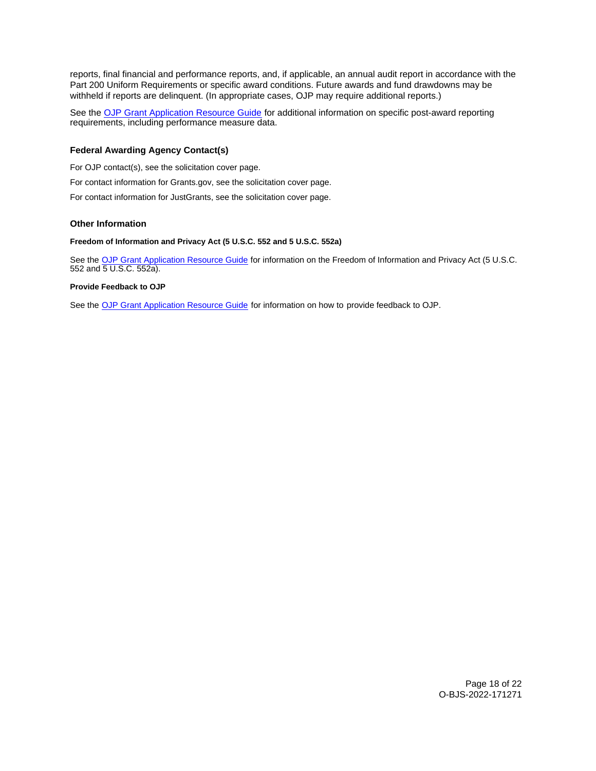reports, final financial and performance reports, and, if applicable, an annual audit report in accordance with the Part 200 Uniform Requirements or specific award conditions. Future awards and fund drawdowns may be withheld if reports are delinquent. (In appropriate cases, OJP may require additional reports.)

See the OJP Grant Application Resource Guide for additional information on specific post-award reporting requirements, including performance measure data.

### Federal Awarding Agency Contact(s)

For OJP contact(s), see the solicitation cover page.

For contact information for Grants.gov, see the solicitation cover page.

For contact information for JustGrants, see the solicitation cover page.

### Other Information

#### Freedom of Information and Privacy Act (5 U.S.C. 552 and 5 U.S.C. 552a)

See the OJP Grant Application Resource Guide for information on the Freedom of Information and Privacy Act (5 U.S.C. 552 and 5 U.S.C. 552a).

#### Provide Feedback to OJP

See the OJP Grant Application Resource Guide for information on how to provide feedback to OJP.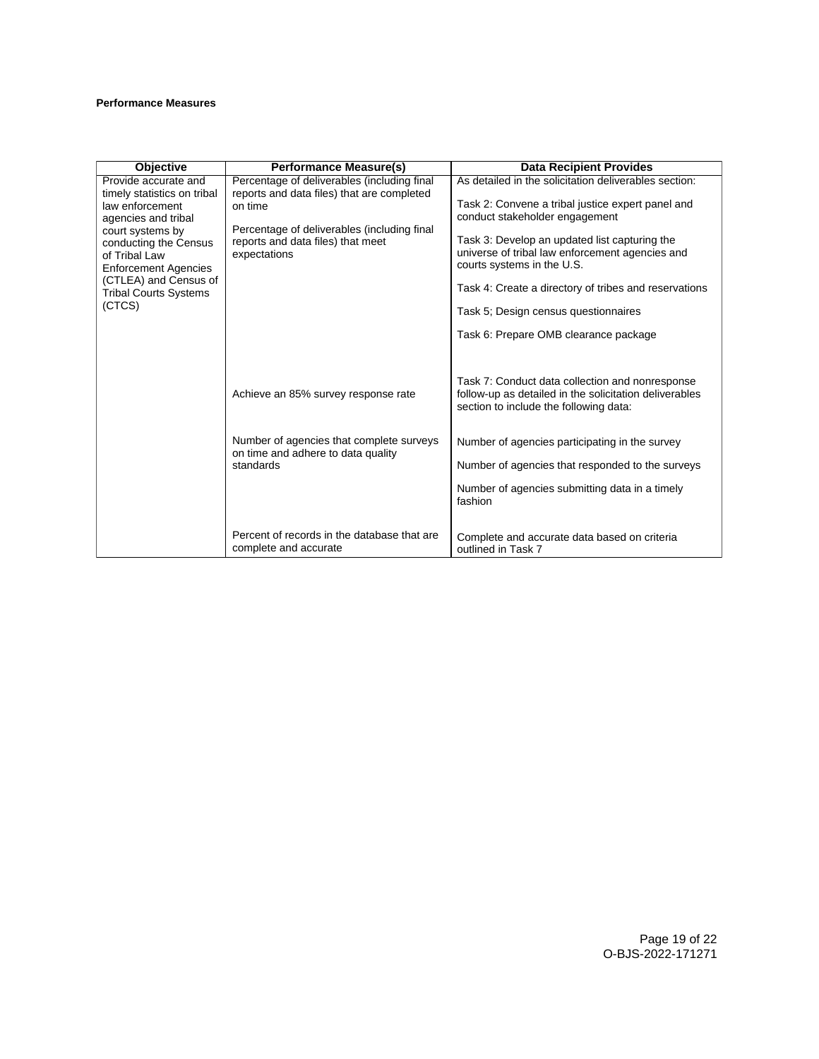**Performance Measures**

| Objective | Performance Measure(s) | Data Recipient Provides |
|---|---|---|
| Provide accurate and timely statistics on tribal law enforcement agencies and tribal court systems by conducting the Census of Tribal Law Enforcement Agencies (CTLEA) and Census of Tribal Courts Systems (CTCS) | Percentage of deliverables (including final reports and data files) that are completed on time<br><br>Percentage of deliverables (including final reports and data files) that meet expectations | As detailed in the solicitation deliverables section:<br><br>Task 2: Convene a tribal justice expert panel and conduct stakeholder engagement<br><br>Task 3: Develop an updated list capturing the universe of tribal law enforcement agencies and courts systems in the U.S.<br><br>Task 4: Create a directory of tribes and reservations<br><br>Task 5; Design census questionnaires<br><br>Task 6: Prepare OMB clearance package |
| | Achieve an 85% survey response rate | Task 7: Conduct data collection and nonresponse follow-up as detailed in the solicitation deliverables section to include the following data: |
| | Number of agencies that complete surveys on time and adhere to data quality standards | Number of agencies participating in the survey<br><br>Number of agencies that responded to the surveys<br><br>Number of agencies submitting data in a timely fashion |
| | Percent of records in the database that are complete and accurate | Complete and accurate data based on criteria outlined in Task 7 |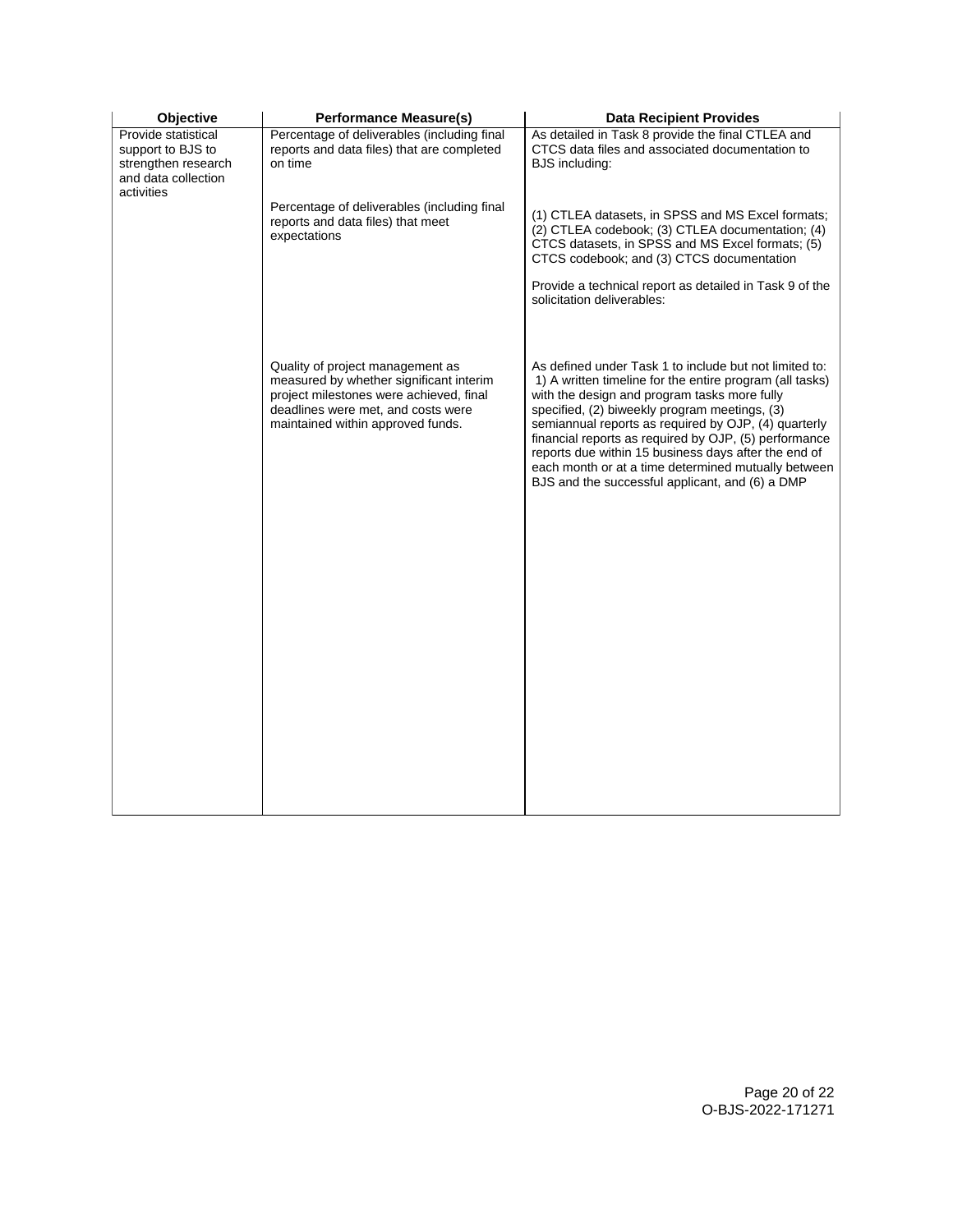| Objective | Performance Measure(s) | Data Recipient Provides |
|---|---|---|
| Provide statistical support to BJS to strengthen research and data collection activities | Percentage of deliverables (including final reports and data files) that are completed on time | As detailed in Task 8 provide the final CTLEA and CTCS data files and associated documentation to BJS including: |
| | Percentage of deliverables (including final reports and data files) that meet expectations | (1) CTLEA datasets, in SPSS and MS Excel formats; (2) CTLEA codebook; (3) CTLEA documentation; (4) CTCS datasets, in SPSS and MS Excel formats; (5) CTCS codebook; and (3) CTCS documentation<br><br>Provide a technical report as detailed in Task 9 of the solicitation deliverables: |
| | Quality of project management as measured by whether significant interim project milestones were achieved, final deadlines were met, and costs were maintained within approved funds. | As defined under Task 1 to include but not limited to: 1) A written timeline for the entire program (all tasks) with the design and program tasks more fully specified, (2) biweekly program meetings, (3) semiannual reports as required by OJP, (4) quarterly financial reports as required by OJP, (5) performance reports due within 15 business days after the end of each month or at a time determined mutually between BJS and the successful applicant, and (6) a DMP |

O-BJS-2022-171271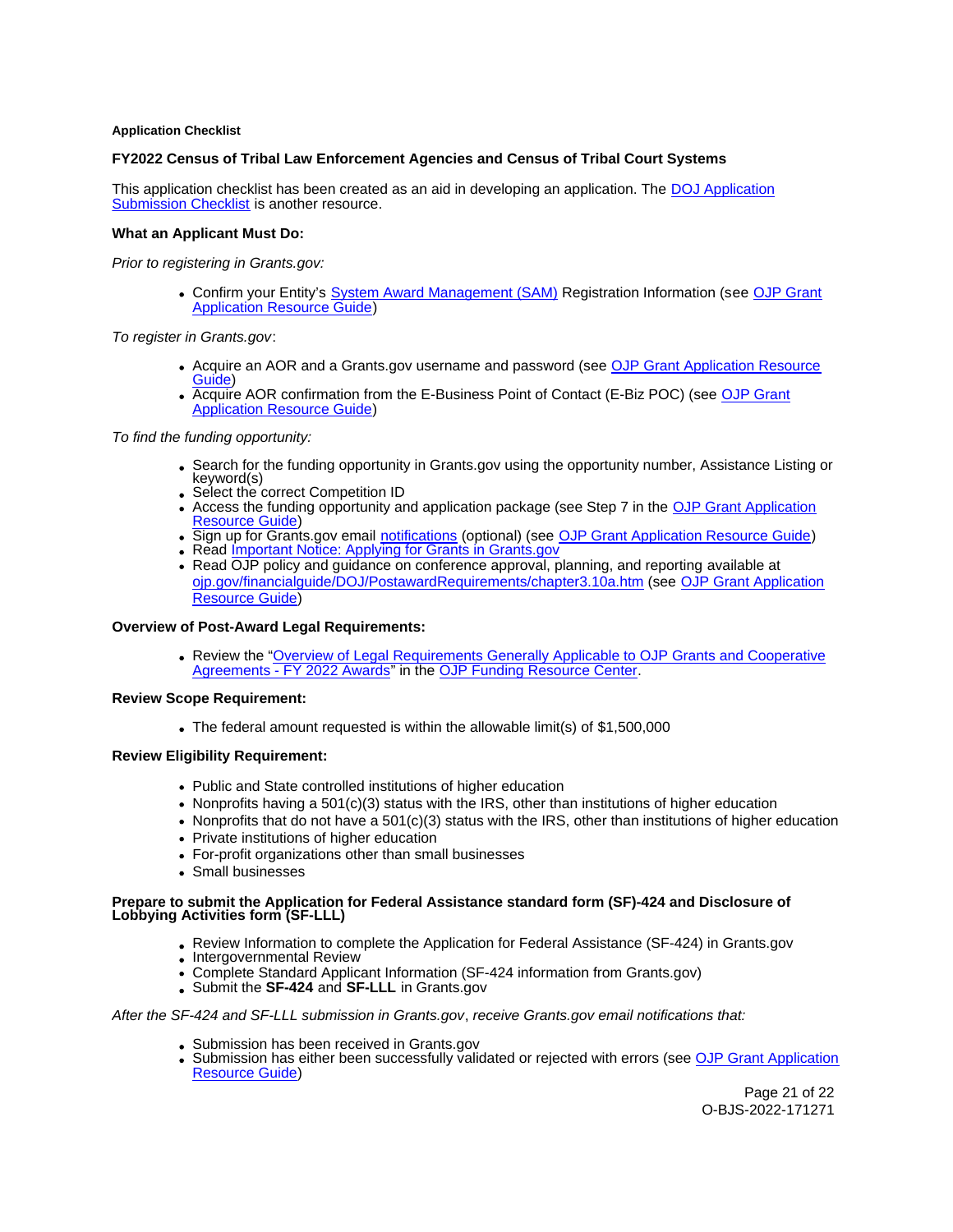**Application Checklist**

**FY2022 Census of Tribal Law Enforcement Agencies and Census of Tribal Court Systems**

This application checklist has been created as an aid in developing an application. The DOJ Application Submission Checklist is another resource.

**What an Applicant Must Do:**

*Prior to registering in Grants.gov:*

- Confirm your Entity's System Award Management (SAM) Registration Information (see OJP Grant Application Resource Guide)

*To register in Grants.gov*:

- Acquire an AOR and a Grants.gov username and password (see OJP Grant Application Resource Guide)
- Acquire AOR confirmation from the E-Business Point of Contact (E-Biz POC) (see OJP Grant Application Resource Guide)

*To find the funding opportunity:*

- Search for the funding opportunity in Grants.gov using the opportunity number, Assistance Listing or keyword(s)
- Select the correct Competition ID
- Access the funding opportunity and application package (see Step 7 in the OJP Grant Application Resource Guide)
- Sign up for Grants.gov email notifications (optional) (see OJP Grant Application Resource Guide)
- Read Important Notice: Applying for Grants in Grants.gov
- Read OJP policy and guidance on conference approval, planning, and reporting available at ojp.gov/financialguide/DOJ/PostawardRequirements/chapter3.10a.htm (see OJP Grant Application Resource Guide)

**Overview of Post-Award Legal Requirements:**

- Review the "Overview of Legal Requirements Generally Applicable to OJP Grants and Cooperative Agreements - FY 2022 Awards" in the OJP Funding Resource Center.

**Review Scope Requirement:**

- The federal amount requested is within the allowable limit(s) of $1,500,000

**Review Eligibility Requirement:**

- Public and State controlled institutions of higher education
- Nonprofits having a 501(c)(3) status with the IRS, other than institutions of higher education
- Nonprofits that do not have a 501(c)(3) status with the IRS, other than institutions of higher education
- Private institutions of higher education
- For-profit organizations other than small businesses
- Small businesses

**Prepare to submit the Application for Federal Assistance standard form (SF)-424 and Disclosure of Lobbying Activities form (SF-LLL)**

- Review Information to complete the Application for Federal Assistance (SF-424) in Grants.gov
- Intergovernmental Review
- Complete Standard Applicant Information (SF-424 information from Grants.gov)
- Submit the **SF-424** and **SF-LLL** in Grants.gov

*After the SF-424 and SF-LLL submission in Grants.gov, receive Grants.gov email notifications that:*

- Submission has been received in Grants.gov
- Submission has either been successfully validated or rejected with errors (see OJP Grant Application Resource Guide)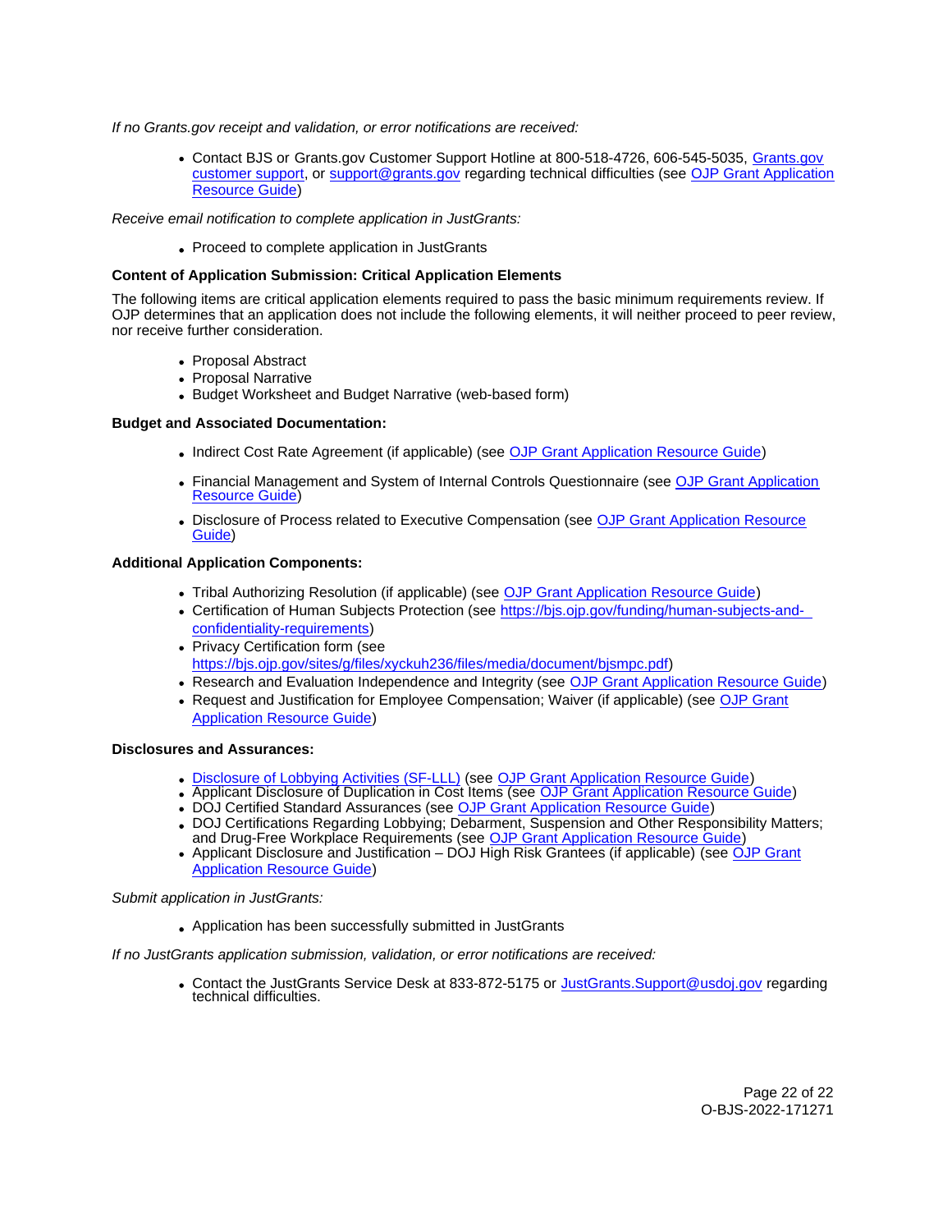*If no Grants.gov receipt and validation, or error notifications are received:*

- Contact BJS or Grants.gov Customer Support Hotline at 800-518-4726, 606-545-5035, Grants.gov customer support, or support@grants.gov regarding technical difficulties (see OJP Grant Application Resource Guide)

*Receive email notification to complete application in JustGrants:*

- Proceed to complete application in JustGrants

**Content of Application Submission: Critical Application Elements**

The following items are critical application elements required to pass the basic minimum requirements review. If OJP determines that an application does not include the following elements, it will neither proceed to peer review, nor receive further consideration.

- Proposal Abstract
- Proposal Narrative
- Budget Worksheet and Budget Narrative (web-based form)

**Budget and Associated Documentation:**

- Indirect Cost Rate Agreement (if applicable) (see OJP Grant Application Resource Guide)
- Financial Management and System of Internal Controls Questionnaire (see OJP Grant Application Resource Guide)
- Disclosure of Process related to Executive Compensation (see OJP Grant Application Resource Guide)

**Additional Application Components:**

- Tribal Authorizing Resolution (if applicable) (see OJP Grant Application Resource Guide)
- Certification of Human Subjects Protection (see https://bjs.ojp.gov/funding/human-subjects-and-confidentiality-requirements)
- Privacy Certification form (see https://bjs.ojp.gov/sites/g/files/xyckuh236/files/media/document/bjsmpc.pdf)
- Research and Evaluation Independence and Integrity (see OJP Grant Application Resource Guide)
- Request and Justification for Employee Compensation; Waiver (if applicable) (see OJP Grant Application Resource Guide)

**Disclosures and Assurances:**

- Disclosure of Lobbying Activities (SF-LLL) (see OJP Grant Application Resource Guide)
- Applicant Disclosure of Duplication in Cost Items (see OJP Grant Application Resource Guide)
- DOJ Certified Standard Assurances (see OJP Grant Application Resource Guide)
- DOJ Certifications Regarding Lobbying; Debarment, Suspension and Other Responsibility Matters; and Drug-Free Workplace Requirements (see OJP Grant Application Resource Guide)
- Applicant Disclosure and Justification – DOJ High Risk Grantees (if applicable) (see OJP Grant Application Resource Guide)

*Submit application in JustGrants:*

- Application has been successfully submitted in JustGrants

*If no JustGrants application submission, validation, or error notifications are received:*

- Contact the JustGrants Service Desk at 833-872-5175 or JustGrants.Support@usdoj.gov regarding technical difficulties.

O-BJS-2022-171271